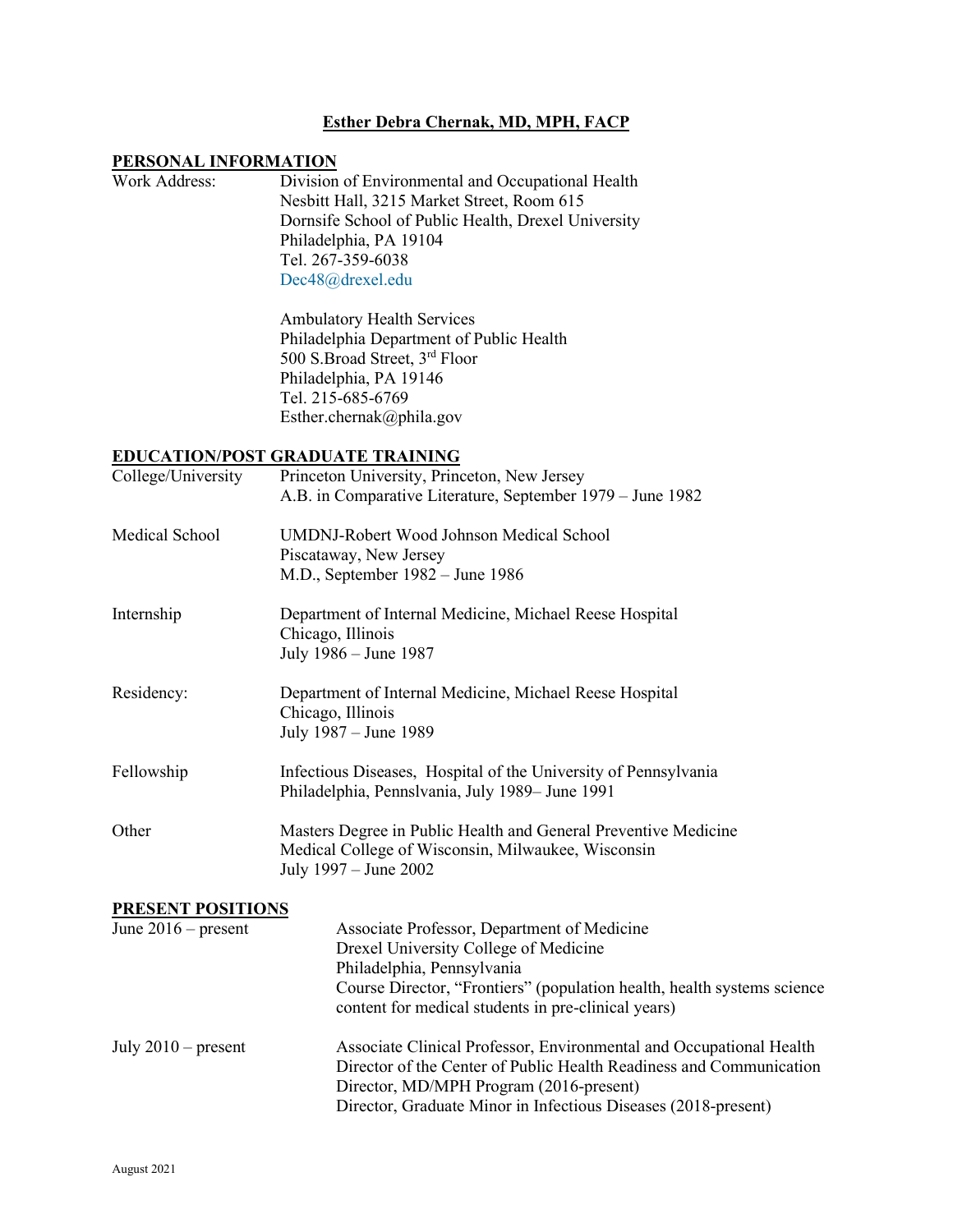# Esther Debra Chernak, MD, MPH, FACP

## PERSONAL INFORMATION

Work Address:

Division of Environmental and Occupational Health
Nesbitt Hall, 3215 Market Street, Room 615
Dornsife School of Public Health, Drexel University
Philadelphia, PA 19104
Tel. 267-359-6038
Dec48@drexel.edu

Ambulatory Health Services
Philadelphia Department of Public Health
500 S.Broad Street, 3rd Floor
Philadelphia, PA 19146
Tel. 215-685-6769
Esther.chernak@phila.gov

## EDUCATION/POST GRADUATE TRAINING

College/University
Princeton University, Princeton, New Jersey
A.B. in Comparative Literature, September 1979 – June 1982

Medical School
UMDNJ-Robert Wood Johnson Medical School
Piscataway, New Jersey
M.D., September 1982 – June 1986

Internship
Department of Internal Medicine, Michael Reese Hospital
Chicago, Illinois
July 1986 – June 1987

Residency:
Department of Internal Medicine, Michael Reese Hospital
Chicago, Illinois
July 1987 – June 1989

Fellowship
Infectious Diseases, Hospital of the University of Pennsylvania
Philadelphia, Pennslvania, July 1989– June 1991

Other
Masters Degree in Public Health and General Preventive Medicine
Medical College of Wisconsin, Milwaukee, Wisconsin
July 1997 – June 2002

## PRESENT POSITIONS

June 2016 – present
Associate Professor, Department of Medicine
Drexel University College of Medicine
Philadelphia, Pennsylvania
Course Director, "Frontiers" (population health, health systems science content for medical students in pre-clinical years)

July 2010 – present
Associate Clinical Professor, Environmental and Occupational Health
Director of the Center of Public Health Readiness and Communication
Director, MD/MPH Program (2016-present)
Director, Graduate Minor in Infectious Diseases (2018-present)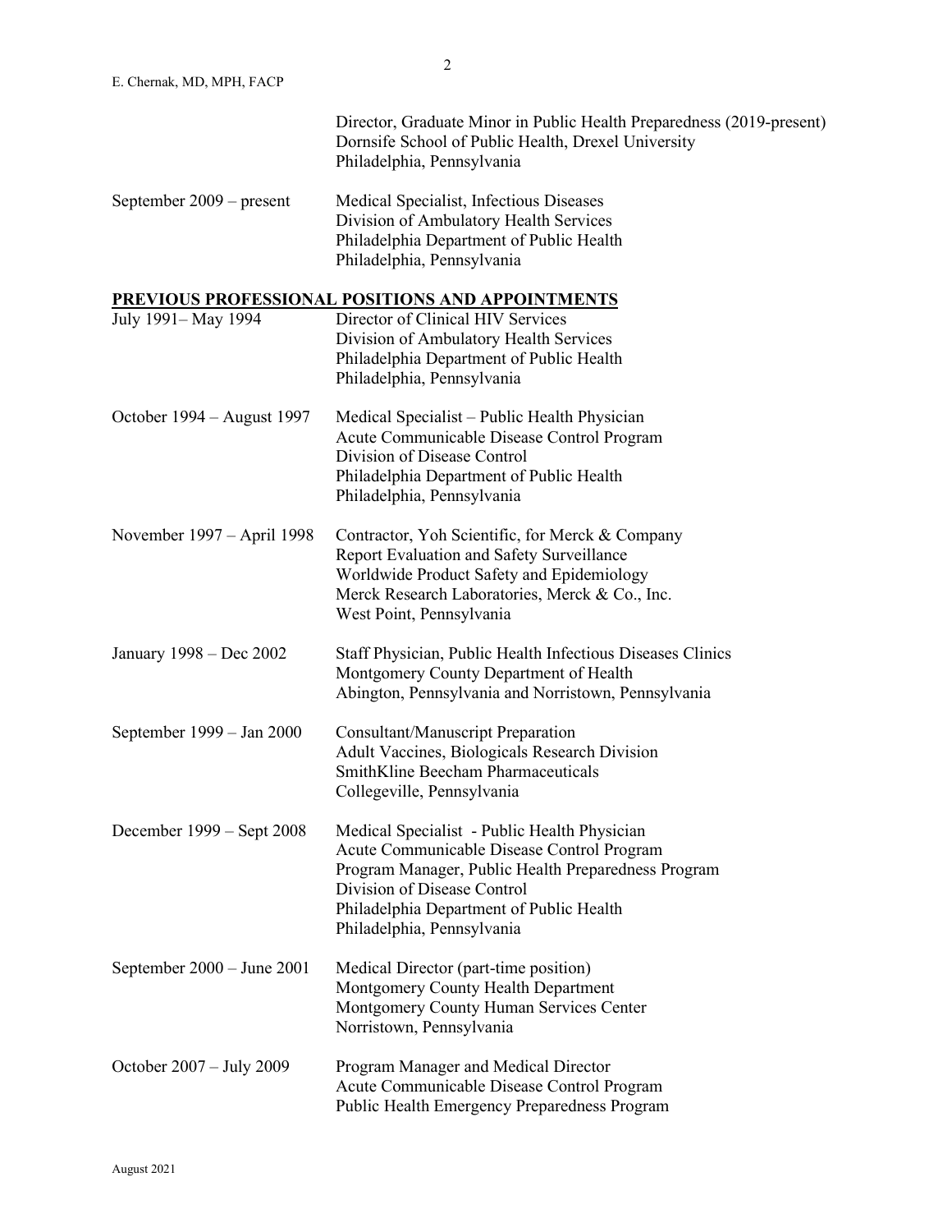Director, Graduate Minor in Public Health Preparedness (2019-present)
Dornsife School of Public Health, Drexel University
Philadelphia, Pennsylvania

September 2009 – present
Medical Specialist, Infectious Diseases
Division of Ambulatory Health Services
Philadelphia Department of Public Health
Philadelphia, Pennsylvania

## PREVIOUS PROFESSIONAL POSITIONS AND APPOINTMENTS

July 1991– May 1994
Director of Clinical HIV Services
Division of Ambulatory Health Services
Philadelphia Department of Public Health
Philadelphia, Pennsylvania

October 1994 – August 1997
Medical Specialist – Public Health Physician
Acute Communicable Disease Control Program
Division of Disease Control
Philadelphia Department of Public Health
Philadelphia, Pennsylvania

November 1997 – April 1998
Contractor, Yoh Scientific, for Merck & Company
Report Evaluation and Safety Surveillance
Worldwide Product Safety and Epidemiology
Merck Research Laboratories, Merck & Co., Inc.
West Point, Pennsylvania

January 1998 – Dec 2002
Staff Physician, Public Health Infectious Diseases Clinics
Montgomery County Department of Health
Abington, Pennsylvania and Norristown, Pennsylvania

September 1999 – Jan 2000
Consultant/Manuscript Preparation
Adult Vaccines, Biologicals Research Division
SmithKline Beecham Pharmaceuticals
Collegeville, Pennsylvania

December 1999 – Sept 2008
Medical Specialist - Public Health Physician
Acute Communicable Disease Control Program
Program Manager, Public Health Preparedness Program
Division of Disease Control
Philadelphia Department of Public Health
Philadelphia, Pennsylvania

September 2000 – June 2001
Medical Director (part-time position)
Montgomery County Health Department
Montgomery County Human Services Center
Norristown, Pennsylvania

October 2007 – July 2009
Program Manager and Medical Director
Acute Communicable Disease Control Program
Public Health Emergency Preparedness Program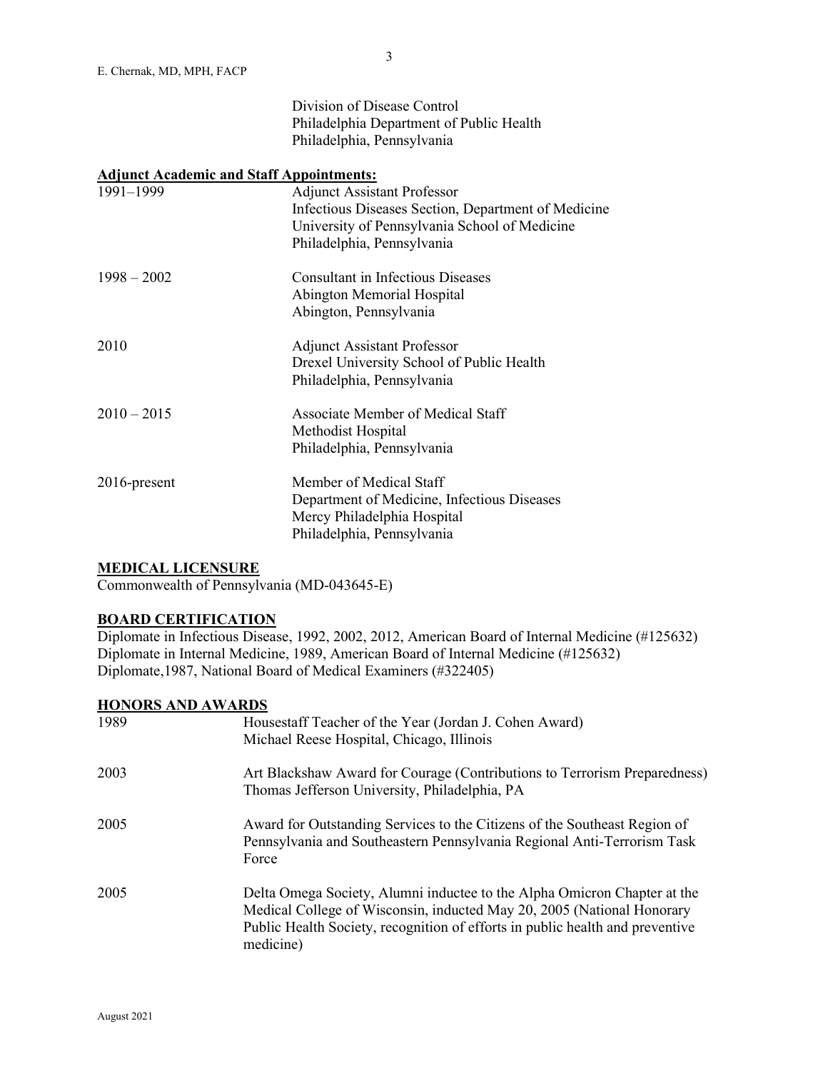Division of Disease Control
Philadelphia Department of Public Health
Philadelphia, Pennsylvania

**Adjunct Academic and Staff Appointments:**

| | |
|---|---|
| 1991–1999 | Adjunct Assistant Professor<br>Infectious Diseases Section, Department of Medicine<br>University of Pennsylvania School of Medicine<br>Philadelphia, Pennsylvania |
| 1998 – 2002 | Consultant in Infectious Diseases<br>Abington Memorial Hospital<br>Abington, Pennsylvania |
| 2010 | Adjunct Assistant Professor<br>Drexel University School of Public Health<br>Philadelphia, Pennsylvania |
| 2010 – 2015 | Associate Member of Medical Staff<br>Methodist Hospital<br>Philadelphia, Pennsylvania |
| 2016-present | Member of Medical Staff<br>Department of Medicine, Infectious Diseases<br>Mercy Philadelphia Hospital<br>Philadelphia, Pennsylvania |

## MEDICAL LICENSURE

Commonwealth of Pennsylvania (MD-043645-E)

## BOARD CERTIFICATION

Diplomate in Infectious Disease, 1992, 2002, 2012, American Board of Internal Medicine (#125632)
Diplomate in Internal Medicine, 1989, American Board of Internal Medicine (#125632)
Diplomate,1987, National Board of Medical Examiners (#322405)

## HONORS AND AWARDS

| | |
|---|---|
| 1989 | Housestaff Teacher of the Year (Jordan J. Cohen Award)<br>Michael Reese Hospital, Chicago, Illinois |
| 2003 | Art Blackshaw Award for Courage (Contributions to Terrorism Preparedness)<br>Thomas Jefferson University, Philadelphia, PA |
| 2005 | Award for Outstanding Services to the Citizens of the Southeast Region of Pennsylvania and Southeastern Pennsylvania Regional Anti-Terrorism Task Force |
| 2005 | Delta Omega Society, Alumni inductee to the Alpha Omicron Chapter at the Medical College of Wisconsin, inducted May 20, 2005 (National Honorary Public Health Society, recognition of efforts in public health and preventive medicine) |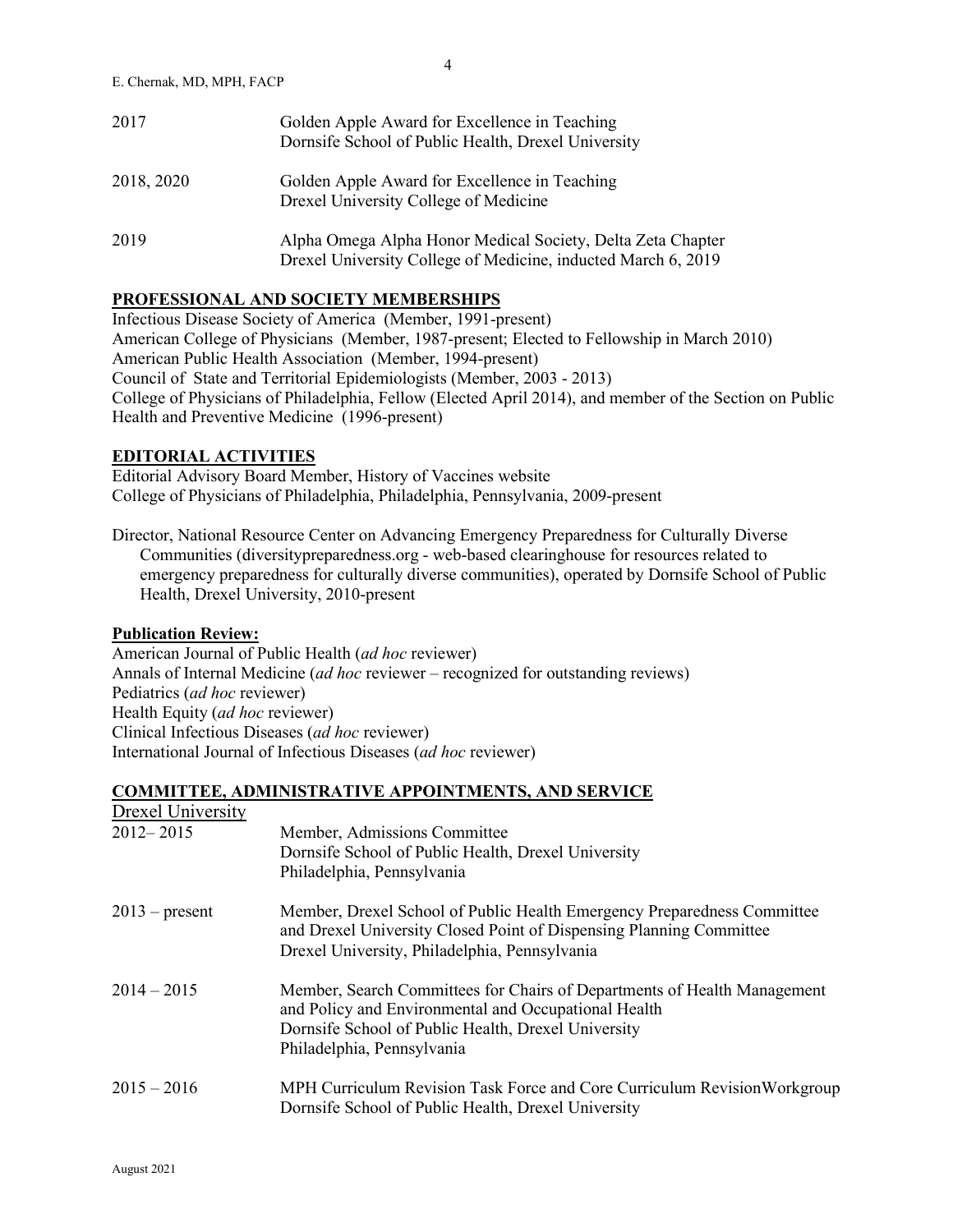2017 — Golden Apple Award for Excellence in Teaching
Dornsife School of Public Health, Drexel University

2018, 2020 — Golden Apple Award for Excellence in Teaching
Drexel University College of Medicine

2019 — Alpha Omega Alpha Honor Medical Society, Delta Zeta Chapter
Drexel University College of Medicine, inducted March 6, 2019

## PROFESSIONAL AND SOCIETY MEMBERSHIPS

Infectious Disease Society of America (Member, 1991-present)
American College of Physicians (Member, 1987-present; Elected to Fellowship in March 2010)
American Public Health Association (Member, 1994-present)
Council of State and Territorial Epidemiologists (Member, 2003 - 2013)
College of Physicians of Philadelphia, Fellow (Elected April 2014), and member of the Section on Public Health and Preventive Medicine (1996-present)

## EDITORIAL ACTIVITIES

Editorial Advisory Board Member, History of Vaccines website
College of Physicians of Philadelphia, Philadelphia, Pennsylvania, 2009-present

Director, National Resource Center on Advancing Emergency Preparedness for Culturally Diverse Communities (diversitypreparedness.org - web-based clearinghouse for resources related to emergency preparedness for culturally diverse communities), operated by Dornsife School of Public Health, Drexel University, 2010-present

### Publication Review:

American Journal of Public Health (*ad hoc* reviewer)
Annals of Internal Medicine (*ad hoc* reviewer – recognized for outstanding reviews)
Pediatrics (*ad hoc* reviewer)
Health Equity (*ad hoc* reviewer)
Clinical Infectious Diseases (*ad hoc* reviewer)
International Journal of Infectious Diseases (*ad hoc* reviewer)

## COMMITTEE, ADMINISTRATIVE APPOINTMENTS, AND SERVICE

### Drexel University

2012– 2015 — Member, Admissions Committee
Dornsife School of Public Health, Drexel University
Philadelphia, Pennsylvania

2013 – present — Member, Drexel School of Public Health Emergency Preparedness Committee and Drexel University Closed Point of Dispensing Planning Committee
Drexel University, Philadelphia, Pennsylvania

2014 – 2015 — Member, Search Committees for Chairs of Departments of Health Management and Policy and Environmental and Occupational Health
Dornsife School of Public Health, Drexel University
Philadelphia, Pennsylvania

2015 – 2016 — MPH Curriculum Revision Task Force and Core Curriculum RevisionWorkgroup
Dornsife School of Public Health, Drexel University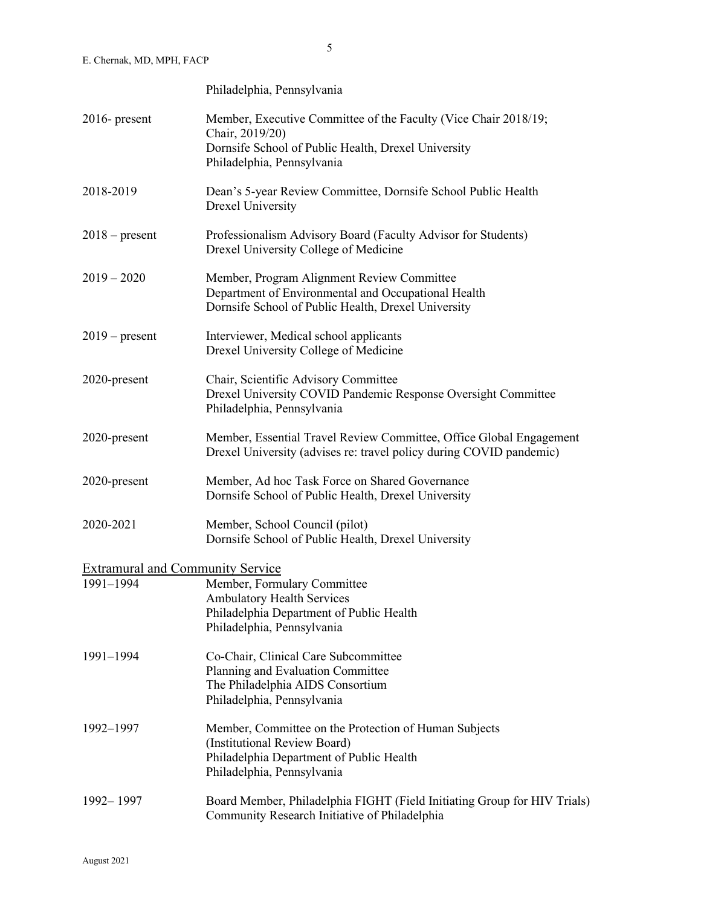Philadelphia, Pennsylvania

| | |
|---|---|
| 2016- present | Member, Executive Committee of the Faculty (Vice Chair 2018/19; Chair, 2019/20)<br>Dornsife School of Public Health, Drexel University<br>Philadelphia, Pennsylvania |
| 2018-2019 | Dean's 5-year Review Committee, Dornsife School Public Health<br>Drexel University |
| 2018 – present | Professionalism Advisory Board (Faculty Advisor for Students)<br>Drexel University College of Medicine |
| 2019 – 2020 | Member, Program Alignment Review Committee<br>Department of Environmental and Occupational Health<br>Dornsife School of Public Health, Drexel University |
| 2019 – present | Interviewer, Medical school applicants<br>Drexel University College of Medicine |
| 2020-present | Chair, Scientific Advisory Committee<br>Drexel University COVID Pandemic Response Oversight Committee<br>Philadelphia, Pennsylvania |
| 2020-present | Member, Essential Travel Review Committee, Office Global Engagement<br>Drexel University (advises re: travel policy during COVID pandemic) |
| 2020-present | Member, Ad hoc Task Force on Shared Governance<br>Dornsife School of Public Health, Drexel University |
| 2020-2021 | Member, School Council (pilot)<br>Dornsife School of Public Health, Drexel University |

## Extramural and Community Service

| | |
|---|---|
| 1991–1994 | Member, Formulary Committee<br>Ambulatory Health Services<br>Philadelphia Department of Public Health<br>Philadelphia, Pennsylvania |
| 1991–1994 | Co-Chair, Clinical Care Subcommittee<br>Planning and Evaluation Committee<br>The Philadelphia AIDS Consortium<br>Philadelphia, Pennsylvania |
| 1992–1997 | Member, Committee on the Protection of Human Subjects<br>(Institutional Review Board)<br>Philadelphia Department of Public Health<br>Philadelphia, Pennsylvania |
| 1992– 1997 | Board Member, Philadelphia FIGHT (Field Initiating Group for HIV Trials)<br>Community Research Initiative of Philadelphia |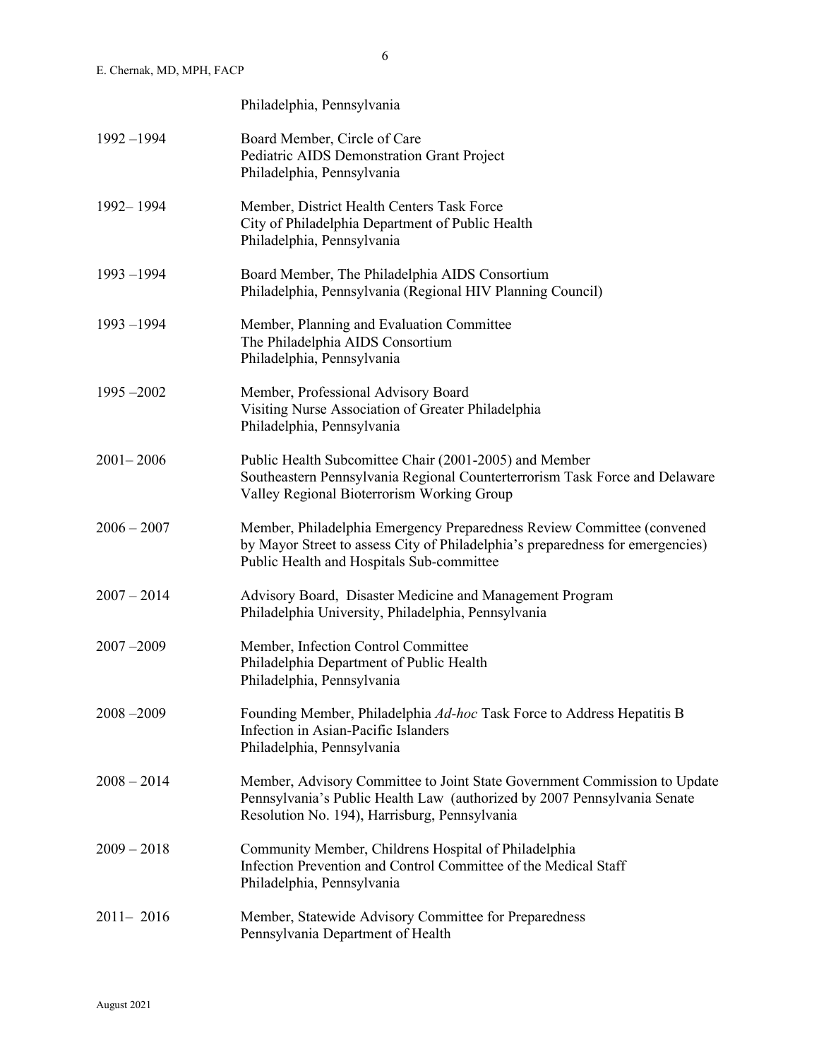| | |
|---|---|
| | Philadelphia, Pennsylvania |
| 1992 –1994 | Board Member, Circle of Care<br>Pediatric AIDS Demonstration Grant Project<br>Philadelphia, Pennsylvania |
| 1992– 1994 | Member, District Health Centers Task Force<br>City of Philadelphia Department of Public Health<br>Philadelphia, Pennsylvania |
| 1993 –1994 | Board Member, The Philadelphia AIDS Consortium<br>Philadelphia, Pennsylvania (Regional HIV Planning Council) |
| 1993 –1994 | Member, Planning and Evaluation Committee<br>The Philadelphia AIDS Consortium<br>Philadelphia, Pennsylvania |
| 1995 –2002 | Member, Professional Advisory Board<br>Visiting Nurse Association of Greater Philadelphia<br>Philadelphia, Pennsylvania |
| 2001– 2006 | Public Health Subcomittee Chair (2001-2005) and Member<br>Southeastern Pennsylvania Regional Counterterrorism Task Force and Delaware Valley Regional Bioterrorism Working Group |
| 2006 – 2007 | Member, Philadelphia Emergency Preparedness Review Committee (convened by Mayor Street to assess City of Philadelphia's preparedness for emergencies) Public Health and Hospitals Sub-committee |
| 2007 – 2014 | Advisory Board, Disaster Medicine and Management Program<br>Philadelphia University, Philadelphia, Pennsylvania |
| 2007 –2009 | Member, Infection Control Committee<br>Philadelphia Department of Public Health<br>Philadelphia, Pennsylvania |
| 2008 –2009 | Founding Member, Philadelphia *Ad-hoc* Task Force to Address Hepatitis B Infection in Asian-Pacific Islanders<br>Philadelphia, Pennsylvania |
| 2008 – 2014 | Member, Advisory Committee to Joint State Government Commission to Update Pennsylvania's Public Health Law (authorized by 2007 Pennsylvania Senate Resolution No. 194), Harrisburg, Pennsylvania |
| 2009 – 2018 | Community Member, Childrens Hospital of Philadelphia<br>Infection Prevention and Control Committee of the Medical Staff<br>Philadelphia, Pennsylvania |
| 2011– 2016 | Member, Statewide Advisory Committee for Preparedness<br>Pennsylvania Department of Health |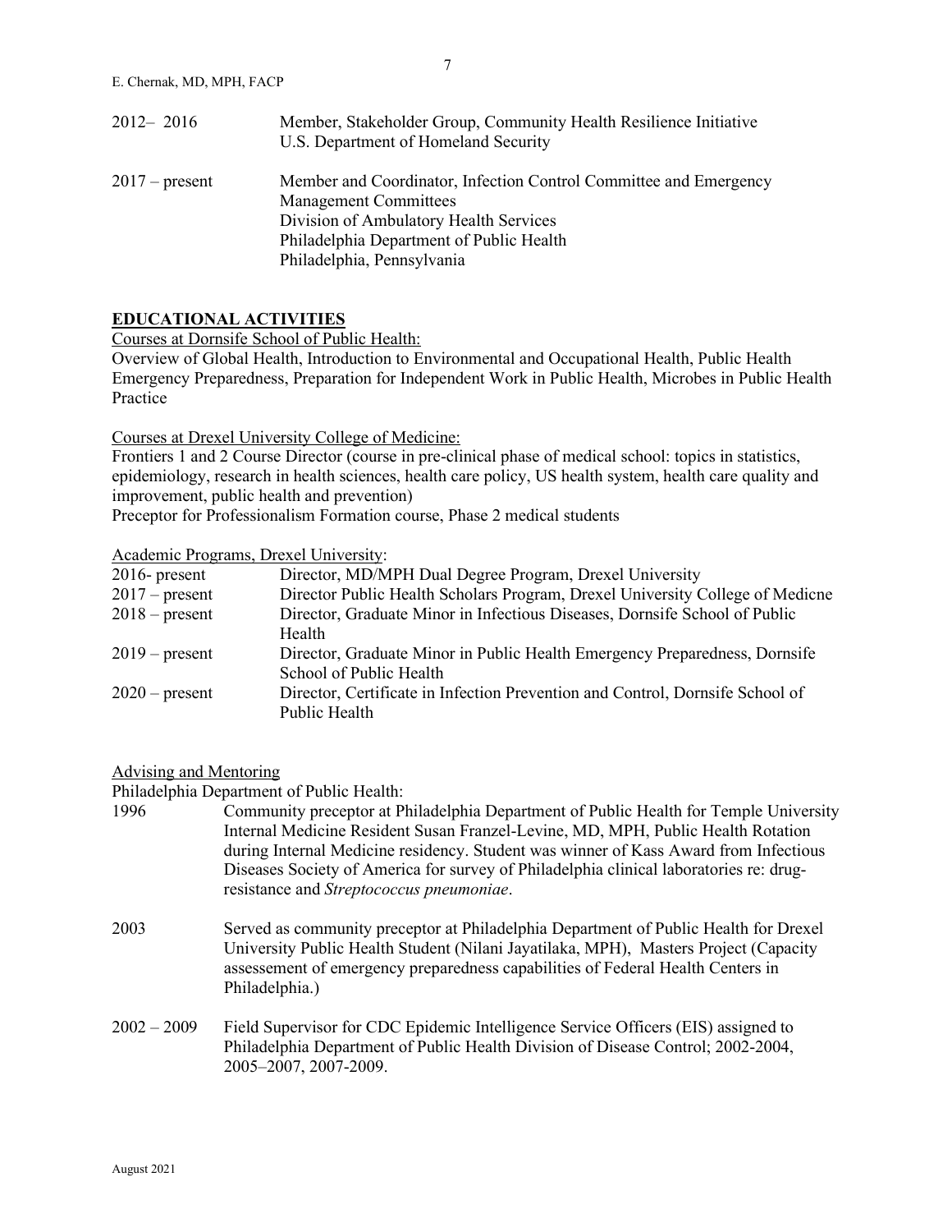| | |
|---|---|
| 2012– 2016 | Member, Stakeholder Group, Community Health Resilience Initiative<br>U.S. Department of Homeland Security |
| 2017 – present | Member and Coordinator, Infection Control Committee and Emergency Management Committees<br>Division of Ambulatory Health Services<br>Philadelphia Department of Public Health<br>Philadelphia, Pennsylvania |

## EDUCATIONAL ACTIVITIES

Courses at Dornsife School of Public Health:

Overview of Global Health, Introduction to Environmental and Occupational Health, Public Health Emergency Preparedness, Preparation for Independent Work in Public Health, Microbes in Public Health Practice

Courses at Drexel University College of Medicine:

Frontiers 1 and 2 Course Director (course in pre-clinical phase of medical school: topics in statistics, epidemiology, research in health sciences, health care policy, US health system, health care quality and improvement, public health and prevention)

Preceptor for Professionalism Formation course, Phase 2 medical students

Academic Programs, Drexel University:

| | |
|---|---|
| 2016- present | Director, MD/MPH Dual Degree Program, Drexel University |
| 2017 – present | Director Public Health Scholars Program, Drexel University College of Medicne |
| 2018 – present | Director, Graduate Minor in Infectious Diseases, Dornsife School of Public Health |
| 2019 – present | Director, Graduate Minor in Public Health Emergency Preparedness, Dornsife School of Public Health |
| 2020 – present | Director, Certificate in Infection Prevention and Control, Dornsife School of Public Health |

Advising and Mentoring

Philadelphia Department of Public Health:

| | |
|---|---|
| 1996 | Community preceptor at Philadelphia Department of Public Health for Temple University Internal Medicine Resident Susan Franzel-Levine, MD, MPH, Public Health Rotation during Internal Medicine residency. Student was winner of Kass Award from Infectious Diseases Society of America for survey of Philadelphia clinical laboratories re: drug-resistance and *Streptococcus pneumoniae*. |
| 2003 | Served as community preceptor at Philadelphia Department of Public Health for Drexel University Public Health Student (Nilani Jayatilaka, MPH), Masters Project (Capacity assessement of emergency preparedness capabilities of Federal Health Centers in Philadelphia.) |
| 2002 – 2009 | Field Supervisor for CDC Epidemic Intelligence Service Officers (EIS) assigned to Philadelphia Department of Public Health Division of Disease Control; 2002-2004, 2005–2007, 2007-2009. |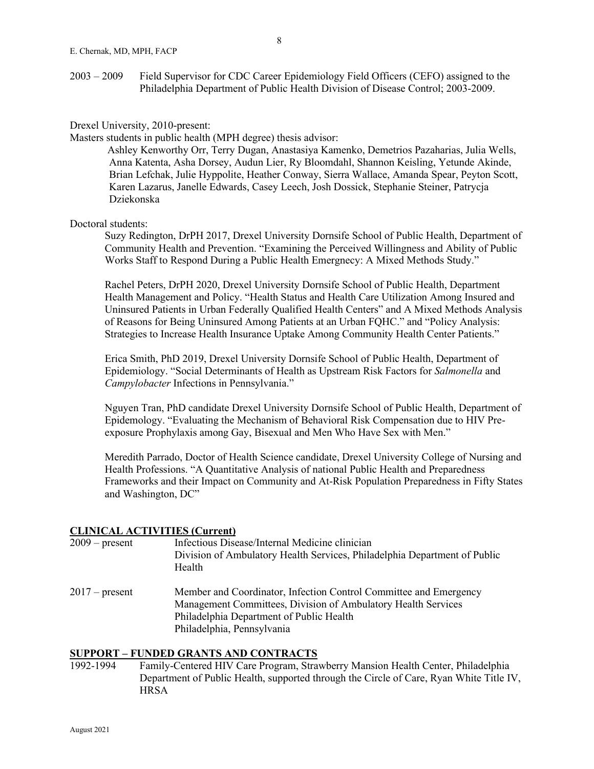2003 – 2009 Field Supervisor for CDC Career Epidemiology Field Officers (CEFO) assigned to the Philadelphia Department of Public Health Division of Disease Control; 2003-2009.

Drexel University, 2010-present:

Masters students in public health (MPH degree) thesis advisor:

Ashley Kenworthy Orr, Terry Dugan, Anastasiya Kamenko, Demetrios Pazaharias, Julia Wells, Anna Katenta, Asha Dorsey, Audun Lier, Ry Bloomdahl, Shannon Keisling, Yetunde Akinde, Brian Lefchak, Julie Hyppolite, Heather Conway, Sierra Wallace, Amanda Spear, Peyton Scott, Karen Lazarus, Janelle Edwards, Casey Leech, Josh Dossick, Stephanie Steiner, Patrycja Dziekonska

Doctoral students:

Suzy Redington, DrPH 2017, Drexel University Dornsife School of Public Health, Department of Community Health and Prevention. "Examining the Perceived Willingness and Ability of Public Works Staff to Respond During a Public Health Emergnecy: A Mixed Methods Study."

Rachel Peters, DrPH 2020, Drexel University Dornsife School of Public Health, Department Health Management and Policy. "Health Status and Health Care Utilization Among Insured and Uninsured Patients in Urban Federally Qualified Health Centers" and A Mixed Methods Analysis of Reasons for Being Uninsured Among Patients at an Urban FQHC." and "Policy Analysis: Strategies to Increase Health Insurance Uptake Among Community Health Center Patients."

Erica Smith, PhD 2019, Drexel University Dornsife School of Public Health, Department of Epidemiology. "Social Determinants of Health as Upstream Risk Factors for *Salmonella* and *Campylobacter* Infections in Pennsylvania."

Nguyen Tran, PhD candidate Drexel University Dornsife School of Public Health, Department of Epidemology. "Evaluating the Mechanism of Behavioral Risk Compensation due to HIV Pre-exposure Prophylaxis among Gay, Bisexual and Men Who Have Sex with Men."

Meredith Parrado, Doctor of Health Science candidate, Drexel University College of Nursing and Health Professions. "A Quantitative Analysis of national Public Health and Preparedness Frameworks and their Impact on Community and At-Risk Population Preparedness in Fifty States and Washington, DC"

## CLINICAL ACTIVITIES (Current)

2009 – present Infectious Disease/Internal Medicine clinician
Division of Ambulatory Health Services, Philadelphia Department of Public Health

2017 – present Member and Coordinator, Infection Control Committee and Emergency Management Committees, Division of Ambulatory Health Services
Philadelphia Department of Public Health
Philadelphia, Pennsylvania

## SUPPORT – FUNDED GRANTS AND CONTRACTS

1992-1994 Family-Centered HIV Care Program, Strawberry Mansion Health Center, Philadelphia Department of Public Health, supported through the Circle of Care, Ryan White Title IV, HRSA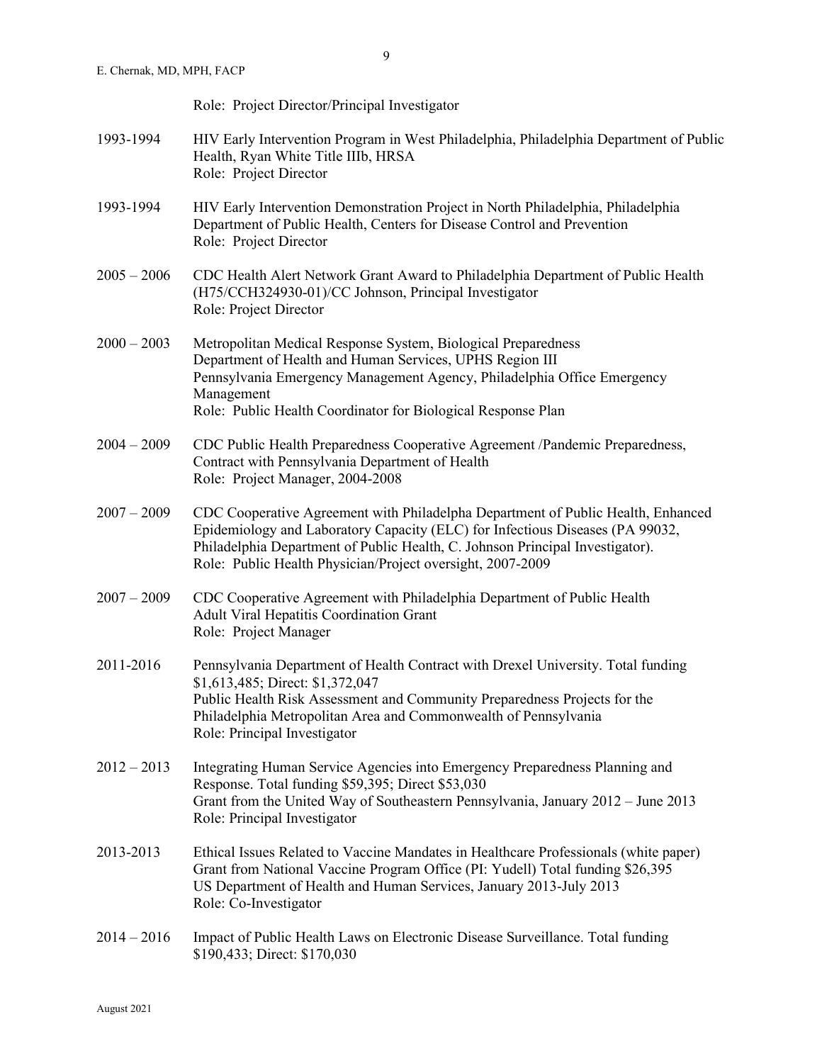Role: Project Director/Principal Investigator

1993-1994 HIV Early Intervention Program in West Philadelphia, Philadelphia Department of Public Health, Ryan White Title IIIb, HRSA
Role: Project Director

1993-1994 HIV Early Intervention Demonstration Project in North Philadelphia, Philadelphia Department of Public Health, Centers for Disease Control and Prevention
Role: Project Director

2005 – 2006 CDC Health Alert Network Grant Award to Philadelphia Department of Public Health (H75/CCH324930-01)/CC Johnson, Principal Investigator
Role: Project Director

2000 – 2003 Metropolitan Medical Response System, Biological Preparedness
Department of Health and Human Services, UPHS Region III
Pennsylvania Emergency Management Agency, Philadelphia Office Emergency Management
Role: Public Health Coordinator for Biological Response Plan

2004 – 2009 CDC Public Health Preparedness Cooperative Agreement /Pandemic Preparedness, Contract with Pennsylvania Department of Health
Role: Project Manager, 2004-2008

2007 – 2009 CDC Cooperative Agreement with Philadelpha Department of Public Health, Enhanced Epidemiology and Laboratory Capacity (ELC) for Infectious Diseases (PA 99032, Philadelphia Department of Public Health, C. Johnson Principal Investigator).
Role: Public Health Physician/Project oversight, 2007-2009

2007 – 2009 CDC Cooperative Agreement with Philadelphia Department of Public Health
Adult Viral Hepatitis Coordination Grant
Role: Project Manager

2011-2016 Pennsylvania Department of Health Contract with Drexel University. Total funding \$1,613,485; Direct: \$1,372,047
Public Health Risk Assessment and Community Preparedness Projects for the Philadelphia Metropolitan Area and Commonwealth of Pennsylvania
Role: Principal Investigator

2012 – 2013 Integrating Human Service Agencies into Emergency Preparedness Planning and Response. Total funding \$59,395; Direct \$53,030
Grant from the United Way of Southeastern Pennsylvania, January 2012 – June 2013
Role: Principal Investigator

2013-2013 Ethical Issues Related to Vaccine Mandates in Healthcare Professionals (white paper)
Grant from National Vaccine Program Office (PI: Yudell) Total funding \$26,395
US Department of Health and Human Services, January 2013-July 2013
Role: Co-Investigator

2014 – 2016 Impact of Public Health Laws on Electronic Disease Surveillance. Total funding \$190,433; Direct: \$170,030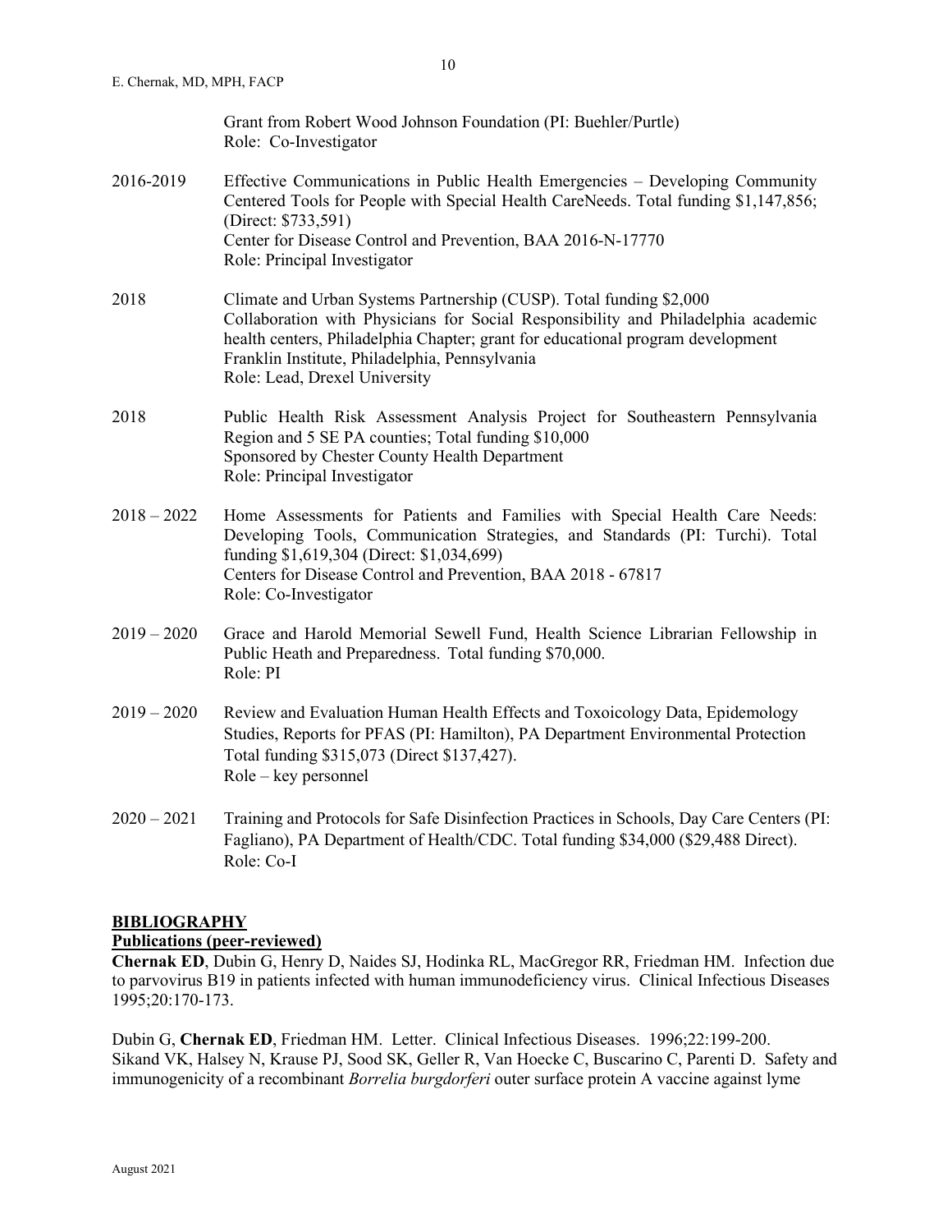Grant from Robert Wood Johnson Foundation (PI: Buehler/Purtle)
Role: Co-Investigator

2016-2019 Effective Communications in Public Health Emergencies – Developing Community Centered Tools for People with Special Health CareNeeds. Total funding $1,147,856; (Direct: $733,591)
Center for Disease Control and Prevention, BAA 2016-N-17770
Role: Principal Investigator

2018 Climate and Urban Systems Partnership (CUSP). Total funding $2,000
Collaboration with Physicians for Social Responsibility and Philadelphia academic health centers, Philadelphia Chapter; grant for educational program development
Franklin Institute, Philadelphia, Pennsylvania
Role: Lead, Drexel University

2018 Public Health Risk Assessment Analysis Project for Southeastern Pennsylvania Region and 5 SE PA counties; Total funding $10,000
Sponsored by Chester County Health Department
Role: Principal Investigator

2018 – 2022 Home Assessments for Patients and Families with Special Health Care Needs: Developing Tools, Communication Strategies, and Standards (PI: Turchi). Total funding $1,619,304 (Direct: $1,034,699)
Centers for Disease Control and Prevention, BAA 2018 - 67817
Role: Co-Investigator

2019 – 2020 Grace and Harold Memorial Sewell Fund, Health Science Librarian Fellowship in Public Heath and Preparedness. Total funding $70,000.
Role: PI

2019 – 2020 Review and Evaluation Human Health Effects and Toxoicology Data, Epidemology Studies, Reports for PFAS (PI: Hamilton), PA Department Environmental Protection
Total funding $315,073 (Direct $137,427).
Role – key personnel

2020 – 2021 Training and Protocols for Safe Disinfection Practices in Schools, Day Care Centers (PI: Fagliano), PA Department of Health/CDC. Total funding $34,000 ($29,488 Direct).
Role: Co-I

## BIBLIOGRAPHY

### Publications (peer-reviewed)

**Chernak ED**, Dubin G, Henry D, Naides SJ, Hodinka RL, MacGregor RR, Friedman HM. Infection due to parvovirus B19 in patients infected with human immunodeficiency virus. Clinical Infectious Diseases 1995;20:170-173.

Dubin G, **Chernak ED**, Friedman HM. Letter. Clinical Infectious Diseases. 1996;22:199-200.
Sikand VK, Halsey N, Krause PJ, Sood SK, Geller R, Van Hoecke C, Buscarino C, Parenti D. Safety and immunogenicity of a recombinant *Borrelia burgdorferi* outer surface protein A vaccine against lyme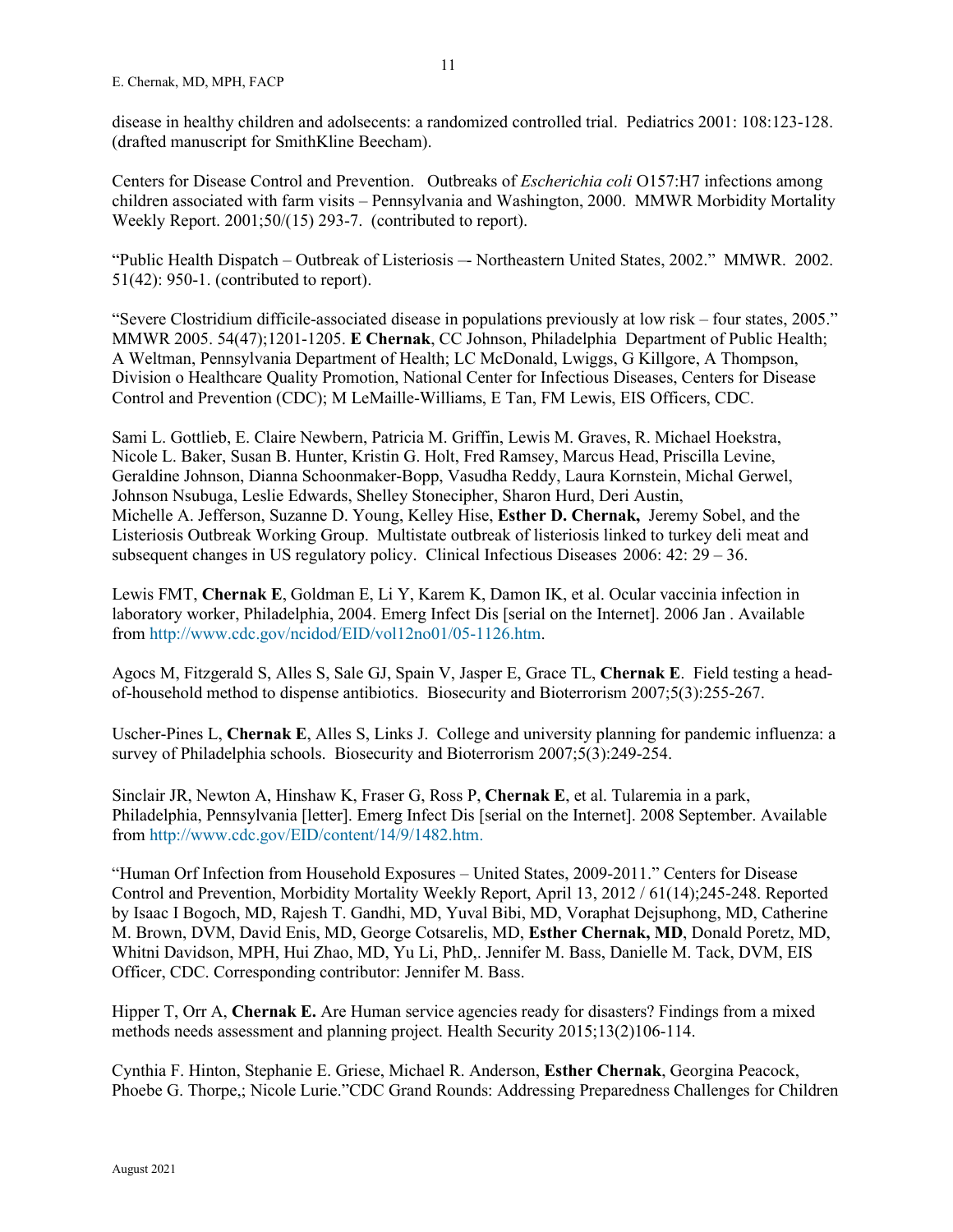disease in healthy children and adolsecents: a randomized controlled trial. Pediatrics 2001: 108:123-128. (drafted manuscript for SmithKline Beecham).

Centers for Disease Control and Prevention. Outbreaks of *Escherichia coli* O157:H7 infections among children associated with farm visits – Pennsylvania and Washington, 2000. MMWR Morbidity Mortality Weekly Report. 2001;50/(15) 293-7. (contributed to report).

"Public Health Dispatch – Outbreak of Listeriosis –- Northeastern United States, 2002." MMWR. 2002. 51(42): 950-1. (contributed to report).

"Severe Clostridium difficile-associated disease in populations previously at low risk – four states, 2005." MMWR 2005. 54(47);1201-1205. **E Chernak**, CC Johnson, Philadelphia Department of Public Health; A Weltman, Pennsylvania Department of Health; LC McDonald, Lwiggs, G Killgore, A Thompson, Division o Healthcare Quality Promotion, National Center for Infectious Diseases, Centers for Disease Control and Prevention (CDC); M LeMaille-Williams, E Tan, FM Lewis, EIS Officers, CDC.

Sami L. Gottlieb, E. Claire Newbern, Patricia M. Griffin, Lewis M. Graves, R. Michael Hoekstra, Nicole L. Baker, Susan B. Hunter, Kristin G. Holt, Fred Ramsey, Marcus Head, Priscilla Levine, Geraldine Johnson, Dianna Schoonmaker-Bopp, Vasudha Reddy, Laura Kornstein, Michal Gerwel, Johnson Nsubuga, Leslie Edwards, Shelley Stonecipher, Sharon Hurd, Deri Austin, Michelle A. Jefferson, Suzanne D. Young, Kelley Hise, **Esther D. Chernak,** Jeremy Sobel, and the Listeriosis Outbreak Working Group. Multistate outbreak of listeriosis linked to turkey deli meat and subsequent changes in US regulatory policy. Clinical Infectious Diseases 2006: 42: 29 – 36.

Lewis FMT, **Chernak E**, Goldman E, Li Y, Karem K, Damon IK, et al. Ocular vaccinia infection in laboratory worker, Philadelphia, 2004. Emerg Infect Dis [serial on the Internet]. 2006 Jan . Available from http://www.cdc.gov/ncidod/EID/vol12no01/05-1126.htm.

Agocs M, Fitzgerald S, Alles S, Sale GJ, Spain V, Jasper E, Grace TL, **Chernak E**. Field testing a head-of-household method to dispense antibiotics. Biosecurity and Bioterrorism 2007;5(3):255-267.

Uscher-Pines L, **Chernak E**, Alles S, Links J. College and university planning for pandemic influenza: a survey of Philadelphia schools. Biosecurity and Bioterrorism 2007;5(3):249-254.

Sinclair JR, Newton A, Hinshaw K, Fraser G, Ross P, **Chernak E**, et al. Tularemia in a park, Philadelphia, Pennsylvania [letter]. Emerg Infect Dis [serial on the Internet]. 2008 September. Available from http://www.cdc.gov/EID/content/14/9/1482.htm.

"Human Orf Infection from Household Exposures – United States, 2009-2011." Centers for Disease Control and Prevention, Morbidity Mortality Weekly Report, April 13, 2012 / 61(14);245-248. Reported by Isaac I Bogoch, MD, Rajesh T. Gandhi, MD, Yuval Bibi, MD, Voraphat Dejsuphong, MD, Catherine M. Brown, DVM, David Enis, MD, George Cotsarelis, MD, **Esther Chernak, MD**, Donald Poretz, MD, Whitni Davidson, MPH, Hui Zhao, MD, Yu Li, PhD,. Jennifer M. Bass, Danielle M. Tack, DVM, EIS Officer, CDC. Corresponding contributor: Jennifer M. Bass.

Hipper T, Orr A, **Chernak E.** Are Human service agencies ready for disasters? Findings from a mixed methods needs assessment and planning project. Health Security 2015;13(2)106-114.

Cynthia F. Hinton, Stephanie E. Griese, Michael R. Anderson, **Esther Chernak**, Georgina Peacock, Phoebe G. Thorpe,; Nicole Lurie."CDC Grand Rounds: Addressing Preparedness Challenges for Children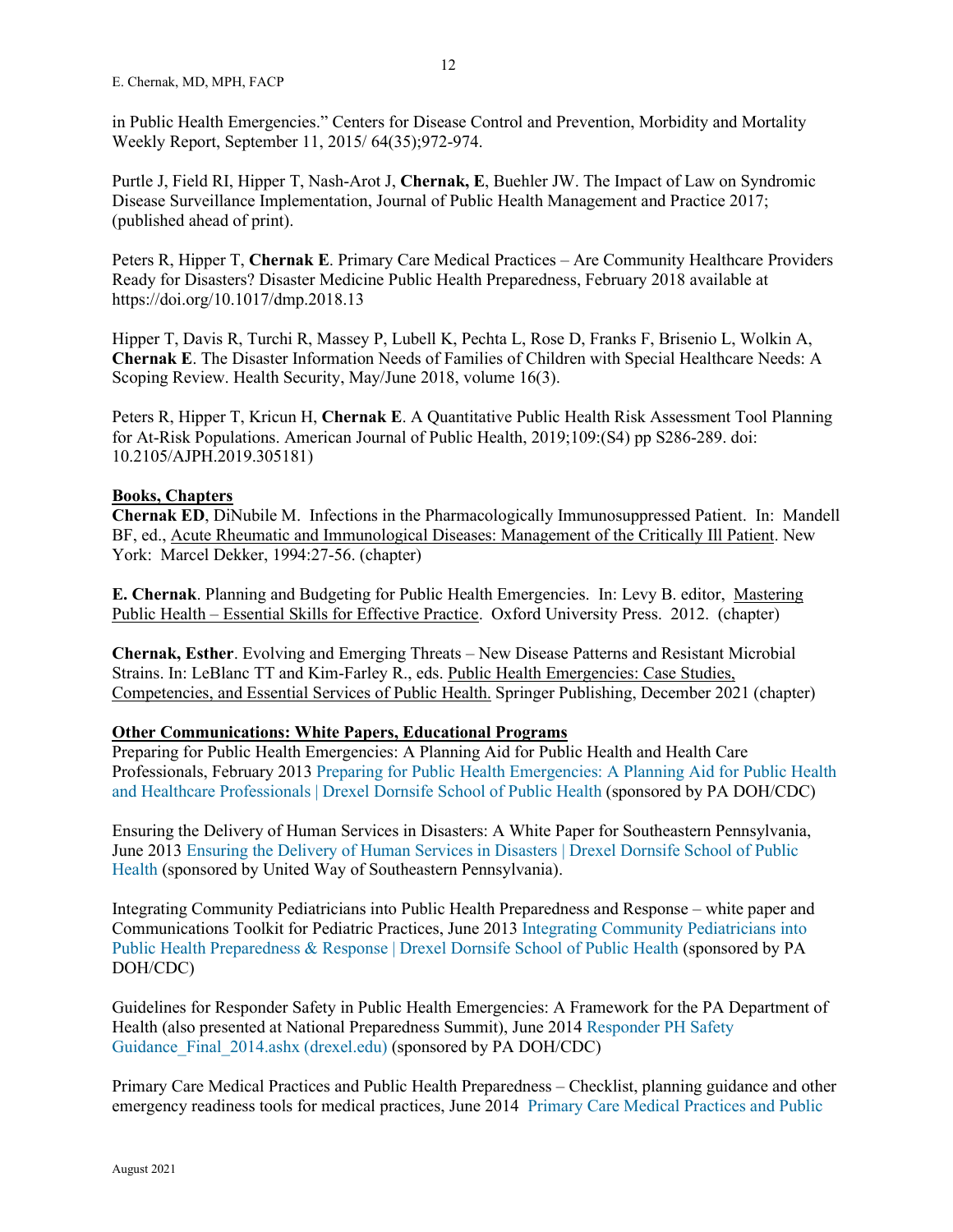in Public Health Emergencies." Centers for Disease Control and Prevention, Morbidity and Mortality Weekly Report, September 11, 2015/ 64(35);972-974.

Purtle J, Field RI, Hipper T, Nash-Arot J, **Chernak, E**, Buehler JW. The Impact of Law on Syndromic Disease Surveillance Implementation, Journal of Public Health Management and Practice 2017; (published ahead of print).

Peters R, Hipper T, **Chernak E**. Primary Care Medical Practices – Are Community Healthcare Providers Ready for Disasters? Disaster Medicine Public Health Preparedness, February 2018 available at https://doi.org/10.1017/dmp.2018.13

Hipper T, Davis R, Turchi R, Massey P, Lubell K, Pechta L, Rose D, Franks F, Brisenio L, Wolkin A, **Chernak E**. The Disaster Information Needs of Families of Children with Special Healthcare Needs: A Scoping Review. Health Security, May/June 2018, volume 16(3).

Peters R, Hipper T, Kricun H, **Chernak E**. A Quantitative Public Health Risk Assessment Tool Planning for At-Risk Populations. American Journal of Public Health, 2019;109:(S4) pp S286-289. doi: 10.2105/AJPH.2019.305181)

**Books, Chapters**

**Chernak ED**, DiNubile M. Infections in the Pharmacologically Immunosuppressed Patient. In: Mandell BF, ed., Acute Rheumatic and Immunological Diseases: Management of the Critically Ill Patient. New York: Marcel Dekker, 1994:27-56. (chapter)

**E. Chernak**. Planning and Budgeting for Public Health Emergencies. In: Levy B. editor, Mastering Public Health – Essential Skills for Effective Practice. Oxford University Press. 2012. (chapter)

**Chernak, Esther**. Evolving and Emerging Threats – New Disease Patterns and Resistant Microbial Strains. In: LeBlanc TT and Kim-Farley R., eds. Public Health Emergencies: Case Studies, Competencies, and Essential Services of Public Health. Springer Publishing, December 2021 (chapter)

**Other Communications: White Papers, Educational Programs**

Preparing for Public Health Emergencies: A Planning Aid for Public Health and Health Care Professionals, February 2013 Preparing for Public Health Emergencies: A Planning Aid for Public Health and Healthcare Professionals | Drexel Dornsife School of Public Health (sponsored by PA DOH/CDC)

Ensuring the Delivery of Human Services in Disasters: A White Paper for Southeastern Pennsylvania, June 2013 Ensuring the Delivery of Human Services in Disasters | Drexel Dornsife School of Public Health (sponsored by United Way of Southeastern Pennsylvania).

Integrating Community Pediatricians into Public Health Preparedness and Response – white paper and Communications Toolkit for Pediatric Practices, June 2013 Integrating Community Pediatricians into Public Health Preparedness & Response | Drexel Dornsife School of Public Health (sponsored by PA DOH/CDC)

Guidelines for Responder Safety in Public Health Emergencies: A Framework for the PA Department of Health (also presented at National Preparedness Summit), June 2014 Responder PH Safety Guidance_Final_2014.ashx (drexel.edu) (sponsored by PA DOH/CDC)

Primary Care Medical Practices and Public Health Preparedness – Checklist, planning guidance and other emergency readiness tools for medical practices, June 2014 Primary Care Medical Practices and Public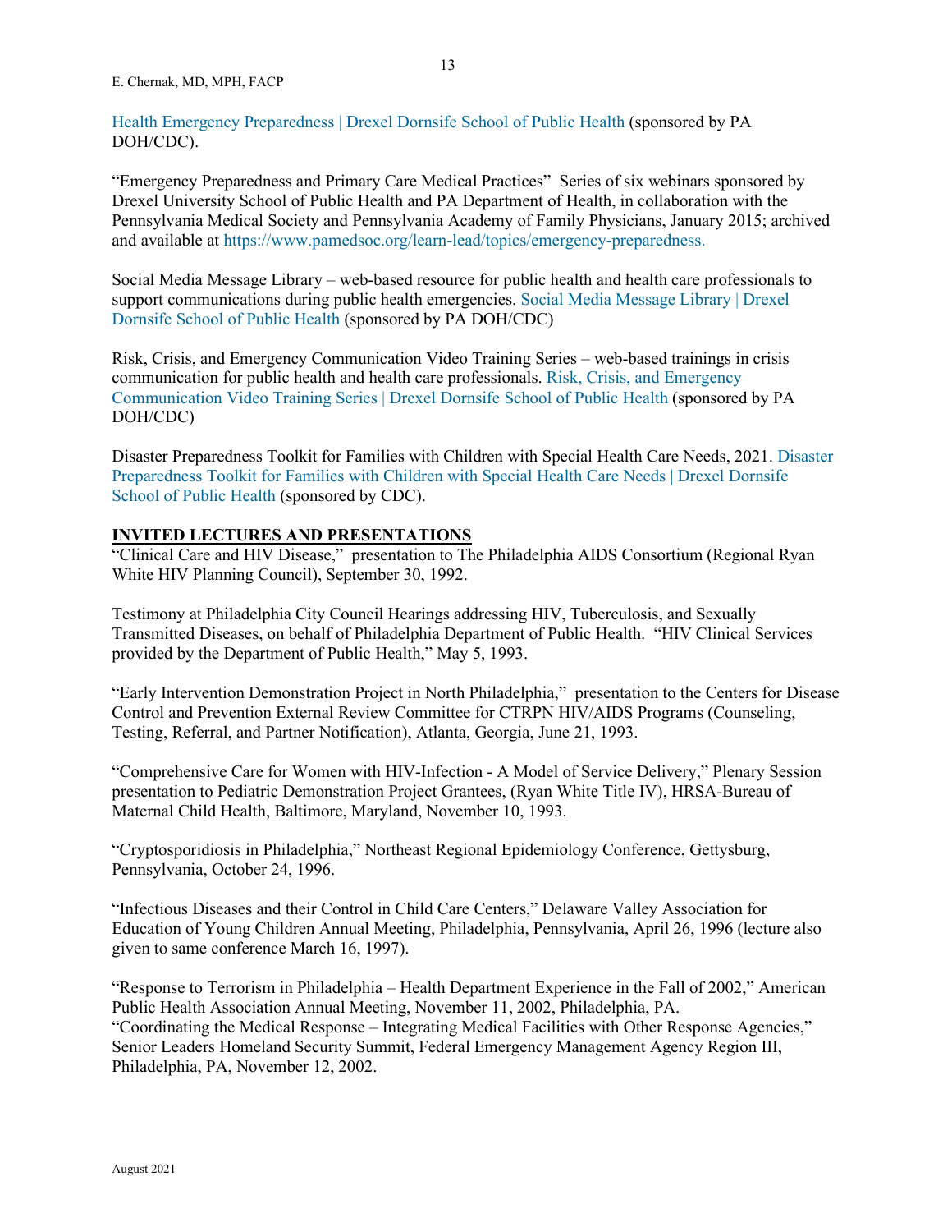Health Emergency Preparedness | Drexel Dornsife School of Public Health (sponsored by PA DOH/CDC).

"Emergency Preparedness and Primary Care Medical Practices" Series of six webinars sponsored by Drexel University School of Public Health and PA Department of Health, in collaboration with the Pennsylvania Medical Society and Pennsylvania Academy of Family Physicians, January 2015; archived and available at https://www.pamedsoc.org/learn-lead/topics/emergency-preparedness.

Social Media Message Library – web-based resource for public health and health care professionals to support communications during public health emergencies. Social Media Message Library | Drexel Dornsife School of Public Health (sponsored by PA DOH/CDC)

Risk, Crisis, and Emergency Communication Video Training Series – web-based trainings in crisis communication for public health and health care professionals. Risk, Crisis, and Emergency Communication Video Training Series | Drexel Dornsife School of Public Health (sponsored by PA DOH/CDC)

Disaster Preparedness Toolkit for Families with Children with Special Health Care Needs, 2021. Disaster Preparedness Toolkit for Families with Children with Special Health Care Needs | Drexel Dornsife School of Public Health (sponsored by CDC).

## INVITED LECTURES AND PRESENTATIONS

"Clinical Care and HIV Disease," presentation to The Philadelphia AIDS Consortium (Regional Ryan White HIV Planning Council), September 30, 1992.

Testimony at Philadelphia City Council Hearings addressing HIV, Tuberculosis, and Sexually Transmitted Diseases, on behalf of Philadelphia Department of Public Health. "HIV Clinical Services provided by the Department of Public Health," May 5, 1993.

"Early Intervention Demonstration Project in North Philadelphia," presentation to the Centers for Disease Control and Prevention External Review Committee for CTRPN HIV/AIDS Programs (Counseling, Testing, Referral, and Partner Notification), Atlanta, Georgia, June 21, 1993.

"Comprehensive Care for Women with HIV-Infection - A Model of Service Delivery," Plenary Session presentation to Pediatric Demonstration Project Grantees, (Ryan White Title IV), HRSA-Bureau of Maternal Child Health, Baltimore, Maryland, November 10, 1993.

"Cryptosporidiosis in Philadelphia," Northeast Regional Epidemiology Conference, Gettysburg, Pennsylvania, October 24, 1996.

"Infectious Diseases and their Control in Child Care Centers," Delaware Valley Association for Education of Young Children Annual Meeting, Philadelphia, Pennsylvania, April 26, 1996 (lecture also given to same conference March 16, 1997).

"Response to Terrorism in Philadelphia – Health Department Experience in the Fall of 2002," American Public Health Association Annual Meeting, November 11, 2002, Philadelphia, PA.

"Coordinating the Medical Response – Integrating Medical Facilities with Other Response Agencies," Senior Leaders Homeland Security Summit, Federal Emergency Management Agency Region III, Philadelphia, PA, November 12, 2002.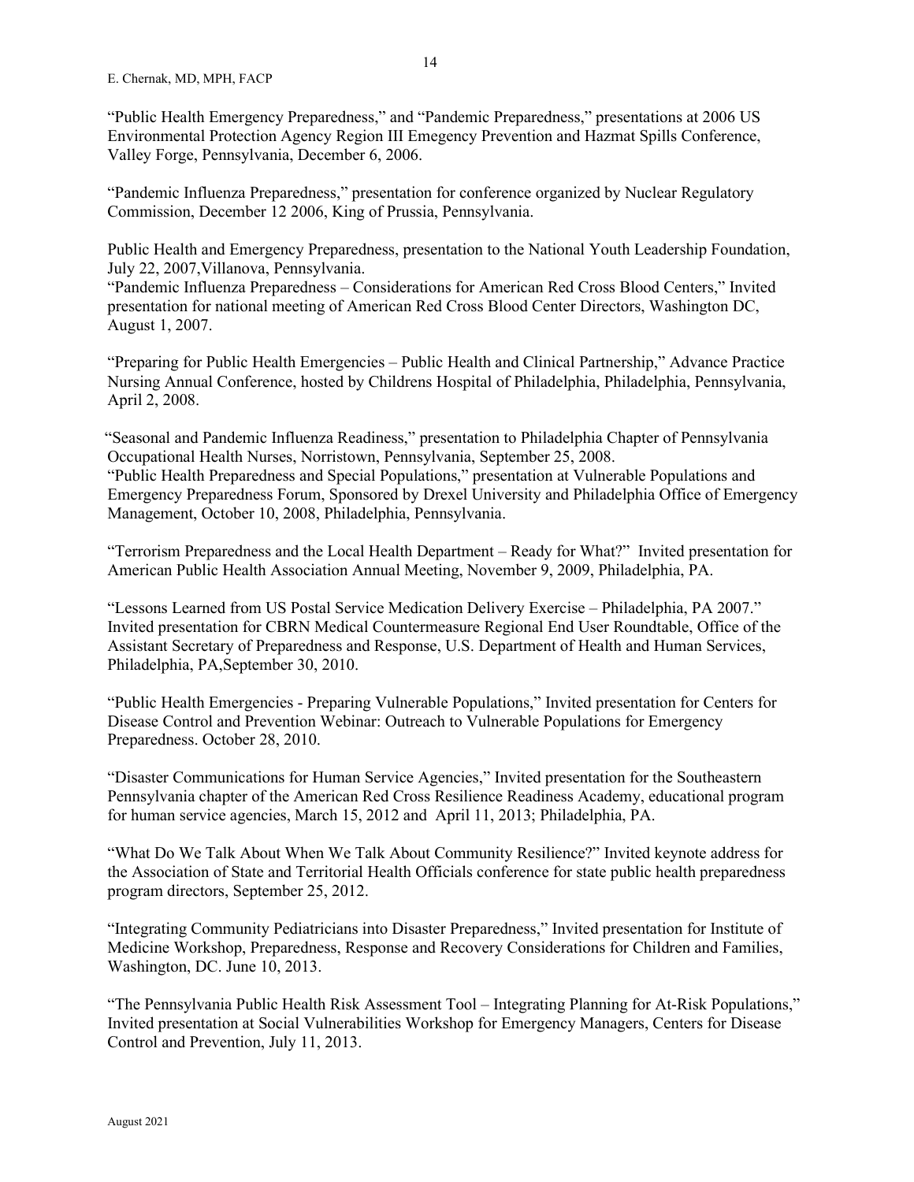"Public Health Emergency Preparedness," and "Pandemic Preparedness," presentations at 2006 US Environmental Protection Agency Region III Emegency Prevention and Hazmat Spills Conference, Valley Forge, Pennsylvania, December 6, 2006.

"Pandemic Influenza Preparedness," presentation for conference organized by Nuclear Regulatory Commission, December 12 2006, King of Prussia, Pennsylvania.

Public Health and Emergency Preparedness, presentation to the National Youth Leadership Foundation, July 22, 2007,Villanova, Pennsylvania.

"Pandemic Influenza Preparedness – Considerations for American Red Cross Blood Centers," Invited presentation for national meeting of American Red Cross Blood Center Directors, Washington DC, August 1, 2007.

"Preparing for Public Health Emergencies – Public Health and Clinical Partnership," Advance Practice Nursing Annual Conference, hosted by Childrens Hospital of Philadelphia, Philadelphia, Pennsylvania, April 2, 2008.

"Seasonal and Pandemic Influenza Readiness," presentation to Philadelphia Chapter of Pennsylvania Occupational Health Nurses, Norristown, Pennsylvania, September 25, 2008.

"Public Health Preparedness and Special Populations," presentation at Vulnerable Populations and Emergency Preparedness Forum, Sponsored by Drexel University and Philadelphia Office of Emergency Management, October 10, 2008, Philadelphia, Pennsylvania.

"Terrorism Preparedness and the Local Health Department – Ready for What?" Invited presentation for American Public Health Association Annual Meeting, November 9, 2009, Philadelphia, PA.

"Lessons Learned from US Postal Service Medication Delivery Exercise – Philadelphia, PA 2007." Invited presentation for CBRN Medical Countermeasure Regional End User Roundtable, Office of the Assistant Secretary of Preparedness and Response, U.S. Department of Health and Human Services, Philadelphia, PA,September 30, 2010.

"Public Health Emergencies - Preparing Vulnerable Populations," Invited presentation for Centers for Disease Control and Prevention Webinar: Outreach to Vulnerable Populations for Emergency Preparedness. October 28, 2010.

"Disaster Communications for Human Service Agencies," Invited presentation for the Southeastern Pennsylvania chapter of the American Red Cross Resilience Readiness Academy, educational program for human service agencies, March 15, 2012 and April 11, 2013; Philadelphia, PA.

"What Do We Talk About When We Talk About Community Resilience?" Invited keynote address for the Association of State and Territorial Health Officials conference for state public health preparedness program directors, September 25, 2012.

"Integrating Community Pediatricians into Disaster Preparedness," Invited presentation for Institute of Medicine Workshop, Preparedness, Response and Recovery Considerations for Children and Families, Washington, DC. June 10, 2013.

"The Pennsylvania Public Health Risk Assessment Tool – Integrating Planning for At-Risk Populations," Invited presentation at Social Vulnerabilities Workshop for Emergency Managers, Centers for Disease Control and Prevention, July 11, 2013.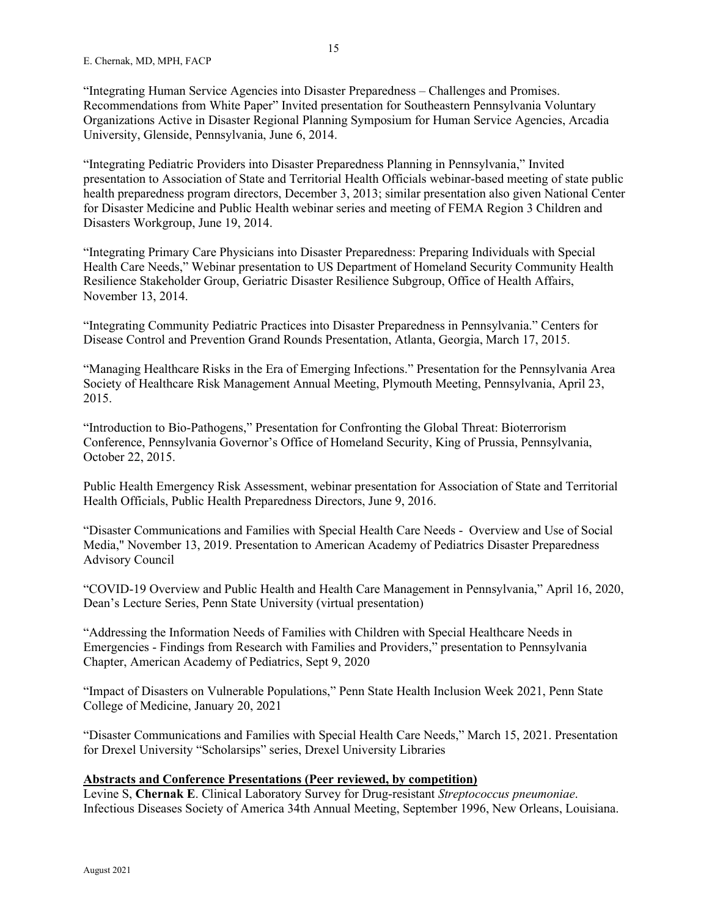"Integrating Human Service Agencies into Disaster Preparedness – Challenges and Promises. Recommendations from White Paper" Invited presentation for Southeastern Pennsylvania Voluntary Organizations Active in Disaster Regional Planning Symposium for Human Service Agencies, Arcadia University, Glenside, Pennsylvania, June 6, 2014.

"Integrating Pediatric Providers into Disaster Preparedness Planning in Pennsylvania," Invited presentation to Association of State and Territorial Health Officials webinar-based meeting of state public health preparedness program directors, December 3, 2013; similar presentation also given National Center for Disaster Medicine and Public Health webinar series and meeting of FEMA Region 3 Children and Disasters Workgroup, June 19, 2014.

"Integrating Primary Care Physicians into Disaster Preparedness: Preparing Individuals with Special Health Care Needs," Webinar presentation to US Department of Homeland Security Community Health Resilience Stakeholder Group, Geriatric Disaster Resilience Subgroup, Office of Health Affairs, November 13, 2014.

"Integrating Community Pediatric Practices into Disaster Preparedness in Pennsylvania." Centers for Disease Control and Prevention Grand Rounds Presentation, Atlanta, Georgia, March 17, 2015.

"Managing Healthcare Risks in the Era of Emerging Infections." Presentation for the Pennsylvania Area Society of Healthcare Risk Management Annual Meeting, Plymouth Meeting, Pennsylvania, April 23, 2015.

"Introduction to Bio-Pathogens," Presentation for Confronting the Global Threat: Bioterrorism Conference, Pennsylvania Governor's Office of Homeland Security, King of Prussia, Pennsylvania, October 22, 2015.

Public Health Emergency Risk Assessment, webinar presentation for Association of State and Territorial Health Officials, Public Health Preparedness Directors, June 9, 2016.

"Disaster Communications and Families with Special Health Care Needs - Overview and Use of Social Media," November 13, 2019. Presentation to American Academy of Pediatrics Disaster Preparedness Advisory Council

"COVID-19 Overview and Public Health and Health Care Management in Pennsylvania," April 16, 2020, Dean's Lecture Series, Penn State University (virtual presentation)

"Addressing the Information Needs of Families with Children with Special Healthcare Needs in Emergencies - Findings from Research with Families and Providers," presentation to Pennsylvania Chapter, American Academy of Pediatrics, Sept 9, 2020

"Impact of Disasters on Vulnerable Populations," Penn State Health Inclusion Week 2021, Penn State College of Medicine, January 20, 2021

"Disaster Communications and Families with Special Health Care Needs," March 15, 2021. Presentation for Drexel University "Scholarsips" series, Drexel University Libraries

**Abstracts and Conference Presentations (Peer reviewed, by competition)**

Levine S, **Chernak E**. Clinical Laboratory Survey for Drug-resistant *Streptococcus pneumoniae*. Infectious Diseases Society of America 34th Annual Meeting, September 1996, New Orleans, Louisiana.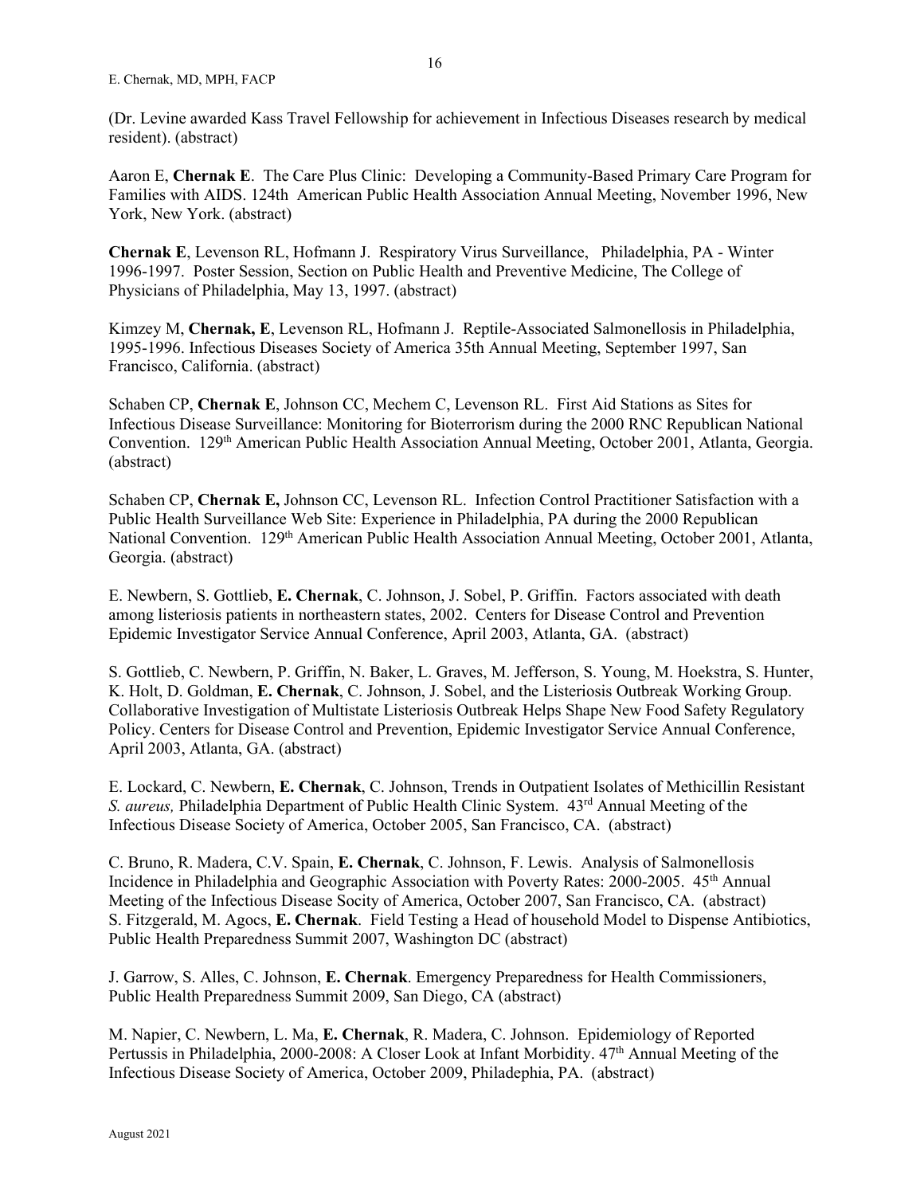(Dr. Levine awarded Kass Travel Fellowship for achievement in Infectious Diseases research by medical resident). (abstract)

Aaron E, **Chernak E**. The Care Plus Clinic: Developing a Community-Based Primary Care Program for Families with AIDS. 124th American Public Health Association Annual Meeting, November 1996, New York, New York. (abstract)

**Chernak E**, Levenson RL, Hofmann J. Respiratory Virus Surveillance, Philadelphia, PA - Winter 1996-1997. Poster Session, Section on Public Health and Preventive Medicine, The College of Physicians of Philadelphia, May 13, 1997. (abstract)

Kimzey M, **Chernak, E**, Levenson RL, Hofmann J. Reptile-Associated Salmonellosis in Philadelphia, 1995-1996. Infectious Diseases Society of America 35th Annual Meeting, September 1997, San Francisco, California. (abstract)

Schaben CP, **Chernak E**, Johnson CC, Mechem C, Levenson RL. First Aid Stations as Sites for Infectious Disease Surveillance: Monitoring for Bioterrorism during the 2000 RNC Republican National Convention. 129th American Public Health Association Annual Meeting, October 2001, Atlanta, Georgia. (abstract)

Schaben CP, **Chernak E,** Johnson CC, Levenson RL. Infection Control Practitioner Satisfaction with a Public Health Surveillance Web Site: Experience in Philadelphia, PA during the 2000 Republican National Convention. 129th American Public Health Association Annual Meeting, October 2001, Atlanta, Georgia. (abstract)

E. Newbern, S. Gottlieb, **E. Chernak**, C. Johnson, J. Sobel, P. Griffin. Factors associated with death among listeriosis patients in northeastern states, 2002. Centers for Disease Control and Prevention Epidemic Investigator Service Annual Conference, April 2003, Atlanta, GA. (abstract)

S. Gottlieb, C. Newbern, P. Griffin, N. Baker, L. Graves, M. Jefferson, S. Young, M. Hoekstra, S. Hunter, K. Holt, D. Goldman, **E. Chernak**, C. Johnson, J. Sobel, and the Listeriosis Outbreak Working Group. Collaborative Investigation of Multistate Listeriosis Outbreak Helps Shape New Food Safety Regulatory Policy. Centers for Disease Control and Prevention, Epidemic Investigator Service Annual Conference, April 2003, Atlanta, GA. (abstract)

E. Lockard, C. Newbern, **E. Chernak**, C. Johnson, Trends in Outpatient Isolates of Methicillin Resistant *S. aureus,* Philadelphia Department of Public Health Clinic System. 43rd Annual Meeting of the Infectious Disease Society of America, October 2005, San Francisco, CA. (abstract)

C. Bruno, R. Madera, C.V. Spain, **E. Chernak**, C. Johnson, F. Lewis. Analysis of Salmonellosis Incidence in Philadelphia and Geographic Association with Poverty Rates: 2000-2005. 45th Annual Meeting of the Infectious Disease Socity of America, October 2007, San Francisco, CA. (abstract)
S. Fitzgerald, M. Agocs, **E. Chernak**. Field Testing a Head of household Model to Dispense Antibiotics, Public Health Preparedness Summit 2007, Washington DC (abstract)

J. Garrow, S. Alles, C. Johnson, **E. Chernak**. Emergency Preparedness for Health Commissioners, Public Health Preparedness Summit 2009, San Diego, CA (abstract)

M. Napier, C. Newbern, L. Ma, **E. Chernak**, R. Madera, C. Johnson. Epidemiology of Reported Pertussis in Philadelphia, 2000-2008: A Closer Look at Infant Morbidity. 47th Annual Meeting of the Infectious Disease Society of America, October 2009, Philadephia, PA. (abstract)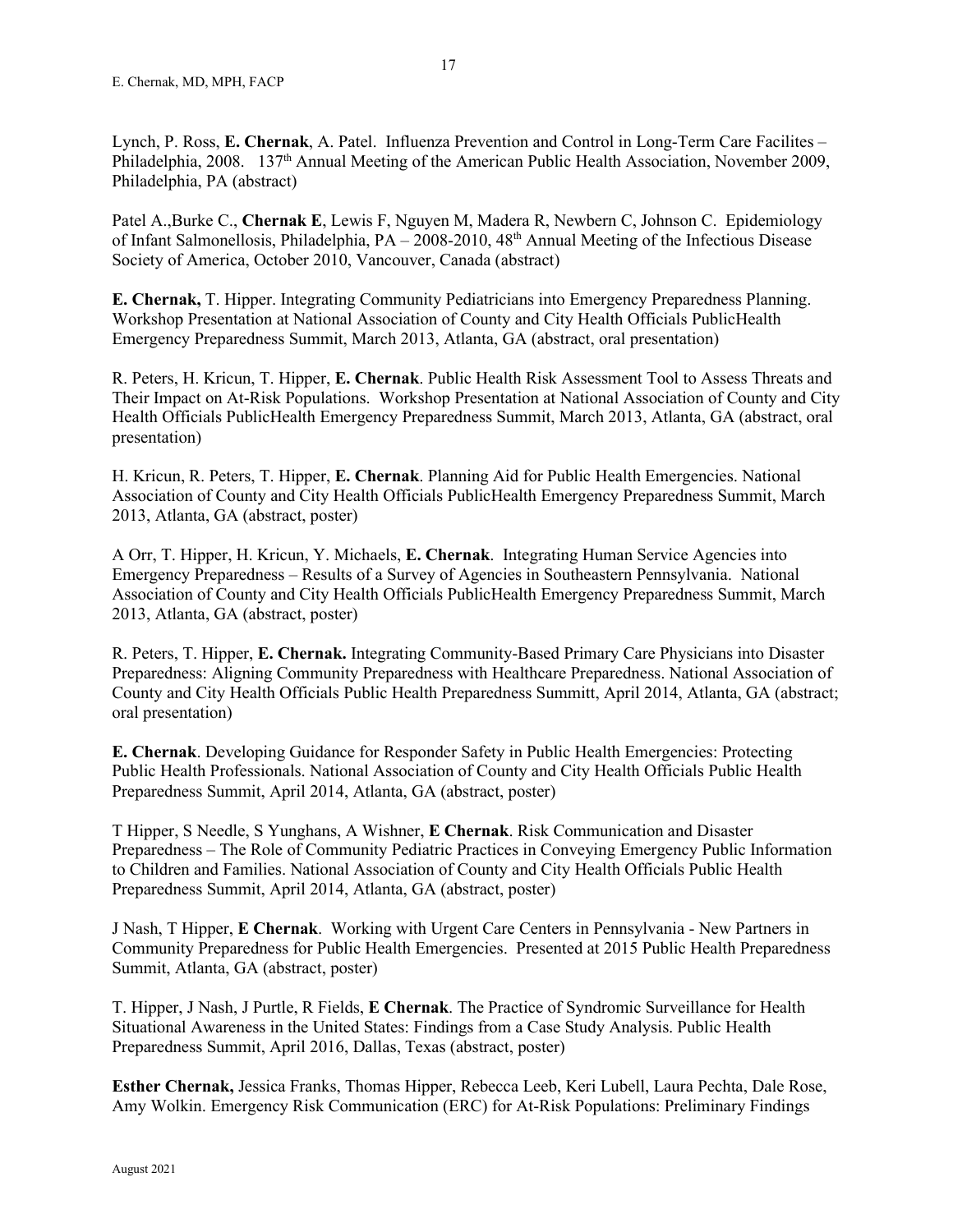Lynch, P. Ross, **E. Chernak**, A. Patel. Influenza Prevention and Control in Long-Term Care Facilites – Philadelphia, 2008. 137th Annual Meeting of the American Public Health Association, November 2009, Philadelphia, PA (abstract)

Patel A.,Burke C., **Chernak E**, Lewis F, Nguyen M, Madera R, Newbern C, Johnson C. Epidemiology of Infant Salmonellosis, Philadelphia, PA – 2008-2010, 48th Annual Meeting of the Infectious Disease Society of America, October 2010, Vancouver, Canada (abstract)

**E. Chernak,** T. Hipper. Integrating Community Pediatricians into Emergency Preparedness Planning. Workshop Presentation at National Association of County and City Health Officials PublicHealth Emergency Preparedness Summit, March 2013, Atlanta, GA (abstract, oral presentation)

R. Peters, H. Kricun, T. Hipper, **E. Chernak**. Public Health Risk Assessment Tool to Assess Threats and Their Impact on At-Risk Populations. Workshop Presentation at National Association of County and City Health Officials PublicHealth Emergency Preparedness Summit, March 2013, Atlanta, GA (abstract, oral presentation)

H. Kricun, R. Peters, T. Hipper, **E. Chernak**. Planning Aid for Public Health Emergencies. National Association of County and City Health Officials PublicHealth Emergency Preparedness Summit, March 2013, Atlanta, GA (abstract, poster)

A Orr, T. Hipper, H. Kricun, Y. Michaels, **E. Chernak**. Integrating Human Service Agencies into Emergency Preparedness – Results of a Survey of Agencies in Southeastern Pennsylvania. National Association of County and City Health Officials PublicHealth Emergency Preparedness Summit, March 2013, Atlanta, GA (abstract, poster)

R. Peters, T. Hipper, **E. Chernak.** Integrating Community-Based Primary Care Physicians into Disaster Preparedness: Aligning Community Preparedness with Healthcare Preparedness. National Association of County and City Health Officials Public Health Preparedness Summitt, April 2014, Atlanta, GA (abstract; oral presentation)

**E. Chernak**. Developing Guidance for Responder Safety in Public Health Emergencies: Protecting Public Health Professionals. National Association of County and City Health Officials Public Health Preparedness Summit, April 2014, Atlanta, GA (abstract, poster)

T Hipper, S Needle, S Yunghans, A Wishner, **E Chernak**. Risk Communication and Disaster Preparedness – The Role of Community Pediatric Practices in Conveying Emergency Public Information to Children and Families. National Association of County and City Health Officials Public Health Preparedness Summit, April 2014, Atlanta, GA (abstract, poster)

J Nash, T Hipper, **E Chernak**. Working with Urgent Care Centers in Pennsylvania - New Partners in Community Preparedness for Public Health Emergencies. Presented at 2015 Public Health Preparedness Summit, Atlanta, GA (abstract, poster)

T. Hipper, J Nash, J Purtle, R Fields, **E Chernak**. The Practice of Syndromic Surveillance for Health Situational Awareness in the United States: Findings from a Case Study Analysis. Public Health Preparedness Summit, April 2016, Dallas, Texas (abstract, poster)

**Esther Chernak,** Jessica Franks, Thomas Hipper, Rebecca Leeb, Keri Lubell, Laura Pechta, Dale Rose, Amy Wolkin. Emergency Risk Communication (ERC) for At-Risk Populations: Preliminary Findings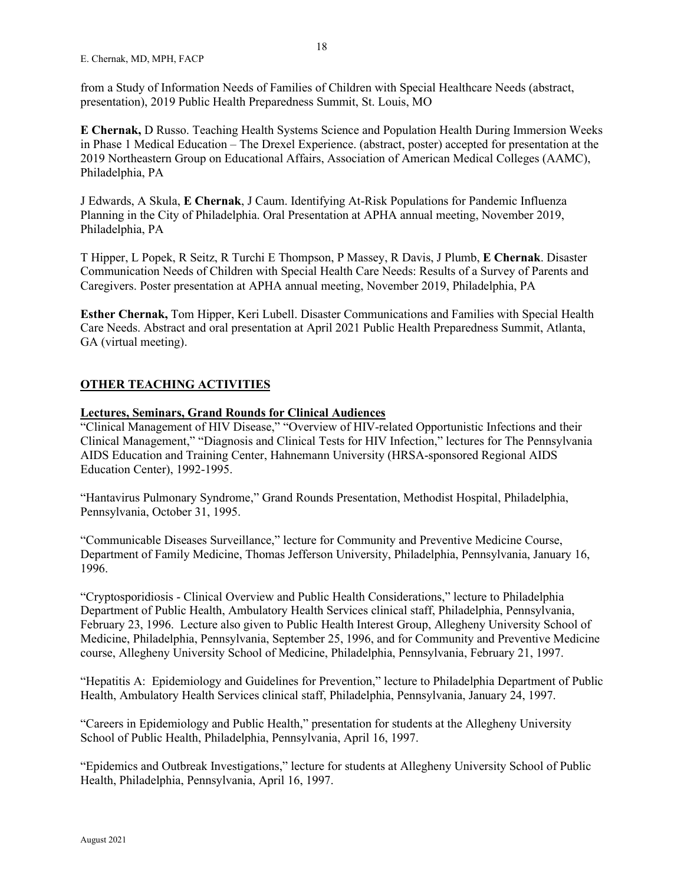from a Study of Information Needs of Families of Children with Special Healthcare Needs (abstract, presentation), 2019 Public Health Preparedness Summit, St. Louis, MO

**E Chernak,** D Russo. Teaching Health Systems Science and Population Health During Immersion Weeks in Phase 1 Medical Education – The Drexel Experience. (abstract, poster) accepted for presentation at the 2019 Northeastern Group on Educational Affairs, Association of American Medical Colleges (AAMC), Philadelphia, PA

J Edwards, A Skula, **E Chernak**, J Caum. Identifying At-Risk Populations for Pandemic Influenza Planning in the City of Philadelphia. Oral Presentation at APHA annual meeting, November 2019, Philadelphia, PA

T Hipper, L Popek, R Seitz, R Turchi E Thompson, P Massey, R Davis, J Plumb, **E Chernak**. Disaster Communication Needs of Children with Special Health Care Needs: Results of a Survey of Parents and Caregivers. Poster presentation at APHA annual meeting, November 2019, Philadelphia, PA

**Esther Chernak,** Tom Hipper, Keri Lubell. Disaster Communications and Families with Special Health Care Needs. Abstract and oral presentation at April 2021 Public Health Preparedness Summit, Atlanta, GA (virtual meeting).

## OTHER TEACHING ACTIVITIES

### Lectures, Seminars, Grand Rounds for Clinical Audiences

"Clinical Management of HIV Disease," "Overview of HIV-related Opportunistic Infections and their Clinical Management," "Diagnosis and Clinical Tests for HIV Infection," lectures for The Pennsylvania AIDS Education and Training Center, Hahnemann University (HRSA-sponsored Regional AIDS Education Center), 1992-1995.

"Hantavirus Pulmonary Syndrome," Grand Rounds Presentation, Methodist Hospital, Philadelphia, Pennsylvania, October 31, 1995.

"Communicable Diseases Surveillance," lecture for Community and Preventive Medicine Course, Department of Family Medicine, Thomas Jefferson University, Philadelphia, Pennsylvania, January 16, 1996.

"Cryptosporidiosis - Clinical Overview and Public Health Considerations," lecture to Philadelphia Department of Public Health, Ambulatory Health Services clinical staff, Philadelphia, Pennsylvania, February 23, 1996. Lecture also given to Public Health Interest Group, Allegheny University School of Medicine, Philadelphia, Pennsylvania, September 25, 1996, and for Community and Preventive Medicine course, Allegheny University School of Medicine, Philadelphia, Pennsylvania, February 21, 1997.

"Hepatitis A: Epidemiology and Guidelines for Prevention," lecture to Philadelphia Department of Public Health, Ambulatory Health Services clinical staff, Philadelphia, Pennsylvania, January 24, 1997.

"Careers in Epidemiology and Public Health," presentation for students at the Allegheny University School of Public Health, Philadelphia, Pennsylvania, April 16, 1997.

"Epidemics and Outbreak Investigations," lecture for students at Allegheny University School of Public Health, Philadelphia, Pennsylvania, April 16, 1997.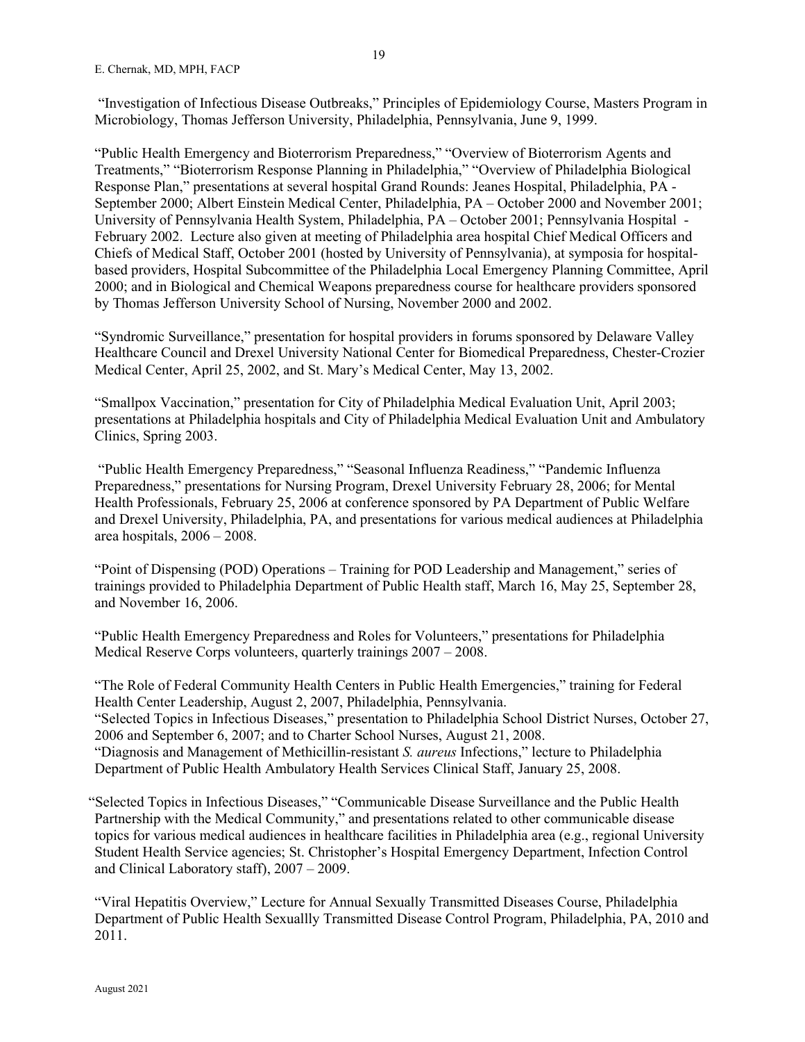"Investigation of Infectious Disease Outbreaks," Principles of Epidemiology Course, Masters Program in Microbiology, Thomas Jefferson University, Philadelphia, Pennsylvania, June 9, 1999.

"Public Health Emergency and Bioterrorism Preparedness," "Overview of Bioterrorism Agents and Treatments," "Bioterrorism Response Planning in Philadelphia," "Overview of Philadelphia Biological Response Plan," presentations at several hospital Grand Rounds: Jeanes Hospital, Philadelphia, PA - September 2000; Albert Einstein Medical Center, Philadelphia, PA – October 2000 and November 2001; University of Pennsylvania Health System, Philadelphia, PA – October 2001; Pennsylvania Hospital - February 2002. Lecture also given at meeting of Philadelphia area hospital Chief Medical Officers and Chiefs of Medical Staff, October 2001 (hosted by University of Pennsylvania), at symposia for hospital-based providers, Hospital Subcommittee of the Philadelphia Local Emergency Planning Committee, April 2000; and in Biological and Chemical Weapons preparedness course for healthcare providers sponsored by Thomas Jefferson University School of Nursing, November 2000 and 2002.

"Syndromic Surveillance," presentation for hospital providers in forums sponsored by Delaware Valley Healthcare Council and Drexel University National Center for Biomedical Preparedness, Chester-Crozier Medical Center, April 25, 2002, and St. Mary's Medical Center, May 13, 2002.

"Smallpox Vaccination," presentation for City of Philadelphia Medical Evaluation Unit, April 2003; presentations at Philadelphia hospitals and City of Philadelphia Medical Evaluation Unit and Ambulatory Clinics, Spring 2003.

"Public Health Emergency Preparedness," "Seasonal Influenza Readiness," "Pandemic Influenza Preparedness," presentations for Nursing Program, Drexel University February 28, 2006; for Mental Health Professionals, February 25, 2006 at conference sponsored by PA Department of Public Welfare and Drexel University, Philadelphia, PA, and presentations for various medical audiences at Philadelphia area hospitals, 2006 – 2008.

"Point of Dispensing (POD) Operations – Training for POD Leadership and Management," series of trainings provided to Philadelphia Department of Public Health staff, March 16, May 25, September 28, and November 16, 2006.

"Public Health Emergency Preparedness and Roles for Volunteers," presentations for Philadelphia Medical Reserve Corps volunteers, quarterly trainings 2007 – 2008.

"The Role of Federal Community Health Centers in Public Health Emergencies," training for Federal Health Center Leadership, August 2, 2007, Philadelphia, Pennsylvania.
"Selected Topics in Infectious Diseases," presentation to Philadelphia School District Nurses, October 27, 2006 and September 6, 2007; and to Charter School Nurses, August 21, 2008.
"Diagnosis and Management of Methicillin-resistant *S. aureus* Infections," lecture to Philadelphia Department of Public Health Ambulatory Health Services Clinical Staff, January 25, 2008.

"Selected Topics in Infectious Diseases," "Communicable Disease Surveillance and the Public Health Partnership with the Medical Community," and presentations related to other communicable disease topics for various medical audiences in healthcare facilities in Philadelphia area (e.g., regional University Student Health Service agencies; St. Christopher's Hospital Emergency Department, Infection Control and Clinical Laboratory staff), 2007 – 2009.

"Viral Hepatitis Overview," Lecture for Annual Sexually Transmitted Diseases Course, Philadelphia Department of Public Health Sexuallly Transmitted Disease Control Program, Philadelphia, PA, 2010 and 2011.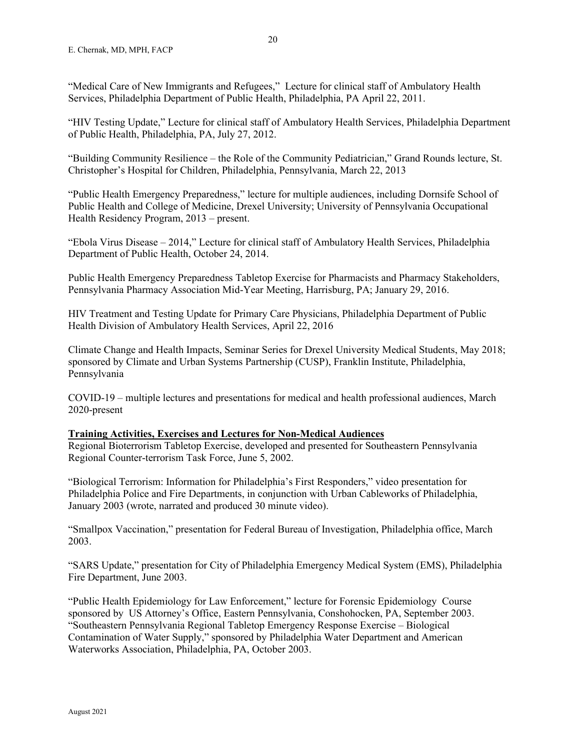"Medical Care of New Immigrants and Refugees," Lecture for clinical staff of Ambulatory Health Services, Philadelphia Department of Public Health, Philadelphia, PA April 22, 2011.

"HIV Testing Update," Lecture for clinical staff of Ambulatory Health Services, Philadelphia Department of Public Health, Philadelphia, PA, July 27, 2012.

"Building Community Resilience – the Role of the Community Pediatrician," Grand Rounds lecture, St. Christopher's Hospital for Children, Philadelphia, Pennsylvania, March 22, 2013

"Public Health Emergency Preparedness," lecture for multiple audiences, including Dornsife School of Public Health and College of Medicine, Drexel University; University of Pennsylvania Occupational Health Residency Program, 2013 – present.

"Ebola Virus Disease – 2014," Lecture for clinical staff of Ambulatory Health Services, Philadelphia Department of Public Health, October 24, 2014.

Public Health Emergency Preparedness Tabletop Exercise for Pharmacists and Pharmacy Stakeholders, Pennsylvania Pharmacy Association Mid-Year Meeting, Harrisburg, PA; January 29, 2016.

HIV Treatment and Testing Update for Primary Care Physicians, Philadelphia Department of Public Health Division of Ambulatory Health Services, April 22, 2016

Climate Change and Health Impacts, Seminar Series for Drexel University Medical Students, May 2018; sponsored by Climate and Urban Systems Partnership (CUSP), Franklin Institute, Philadelphia, Pennsylvania

COVID-19 – multiple lectures and presentations for medical and health professional audiences, March 2020-present

**Training Activities, Exercises and Lectures for Non-Medical Audiences**

Regional Bioterrorism Tabletop Exercise, developed and presented for Southeastern Pennsylvania Regional Counter-terrorism Task Force, June 5, 2002.

"Biological Terrorism: Information for Philadelphia's First Responders," video presentation for Philadelphia Police and Fire Departments, in conjunction with Urban Cableworks of Philadelphia, January 2003 (wrote, narrated and produced 30 minute video).

"Smallpox Vaccination," presentation for Federal Bureau of Investigation, Philadelphia office, March 2003.

"SARS Update," presentation for City of Philadelphia Emergency Medical System (EMS), Philadelphia Fire Department, June 2003.

"Public Health Epidemiology for Law Enforcement," lecture for Forensic Epidemiology Course sponsored by US Attorney's Office, Eastern Pennsylvania, Conshohocken, PA, September 2003.

"Southeastern Pennsylvania Regional Tabletop Emergency Response Exercise – Biological Contamination of Water Supply," sponsored by Philadelphia Water Department and American Waterworks Association, Philadelphia, PA, October 2003.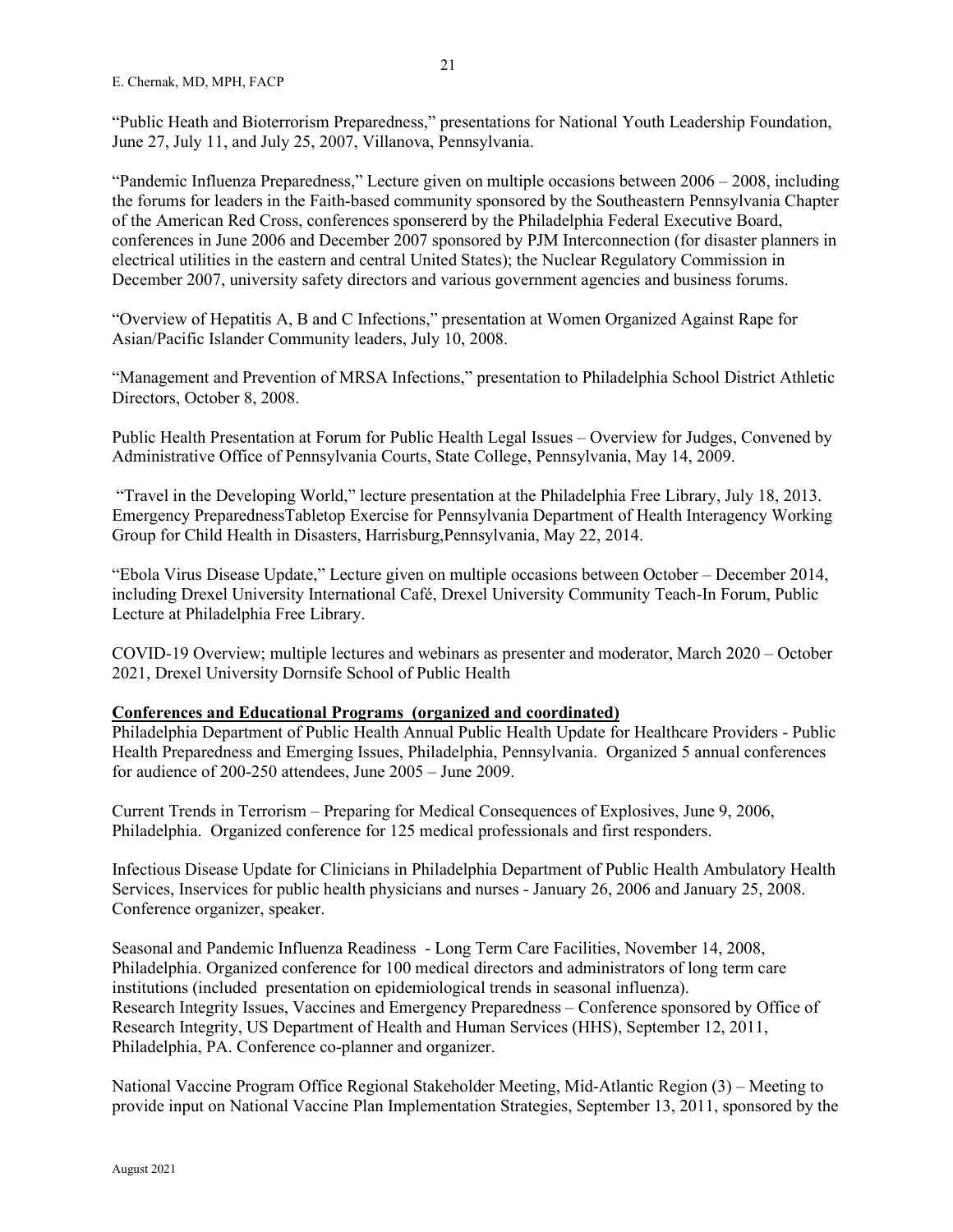"Public Heath and Bioterrorism Preparedness," presentations for National Youth Leadership Foundation, June 27, July 11, and July 25, 2007, Villanova, Pennsylvania.

"Pandemic Influenza Preparedness," Lecture given on multiple occasions between 2006 – 2008, including the forums for leaders in the Faith-based community sponsored by the Southeastern Pennsylvania Chapter of the American Red Cross, conferences sponsererd by the Philadelphia Federal Executive Board, conferences in June 2006 and December 2007 sponsored by PJM Interconnection (for disaster planners in electrical utilities in the eastern and central United States); the Nuclear Regulatory Commission in December 2007, university safety directors and various government agencies and business forums.

"Overview of Hepatitis A, B and C Infections," presentation at Women Organized Against Rape for Asian/Pacific Islander Community leaders, July 10, 2008.

"Management and Prevention of MRSA Infections," presentation to Philadelphia School District Athletic Directors, October 8, 2008.

Public Health Presentation at Forum for Public Health Legal Issues – Overview for Judges, Convened by Administrative Office of Pennsylvania Courts, State College, Pennsylvania, May 14, 2009.

"Travel in the Developing World," lecture presentation at the Philadelphia Free Library, July 18, 2013.
Emergency PreparednessTabletop Exercise for Pennsylvania Department of Health Interagency Working Group for Child Health in Disasters, Harrisburg,Pennsylvania, May 22, 2014.

"Ebola Virus Disease Update," Lecture given on multiple occasions between October – December 2014, including Drexel University International Café, Drexel University Community Teach-In Forum, Public Lecture at Philadelphia Free Library.

COVID-19 Overview; multiple lectures and webinars as presenter and moderator, March 2020 – October 2021, Drexel University Dornsife School of Public Health

**Conferences and Educational Programs (organized and coordinated)**

Philadelphia Department of Public Health Annual Public Health Update for Healthcare Providers - Public Health Preparedness and Emerging Issues, Philadelphia, Pennsylvania. Organized 5 annual conferences for audience of 200-250 attendees, June 2005 – June 2009.

Current Trends in Terrorism – Preparing for Medical Consequences of Explosives, June 9, 2006, Philadelphia. Organized conference for 125 medical professionals and first responders.

Infectious Disease Update for Clinicians in Philadelphia Department of Public Health Ambulatory Health Services, Inservices for public health physicians and nurses - January 26, 2006 and January 25, 2008. Conference organizer, speaker.

Seasonal and Pandemic Influenza Readiness - Long Term Care Facilities, November 14, 2008, Philadelphia. Organized conference for 100 medical directors and administrators of long term care institutions (included presentation on epidemiological trends in seasonal influenza).
Research Integrity Issues, Vaccines and Emergency Preparedness – Conference sponsored by Office of Research Integrity, US Department of Health and Human Services (HHS), September 12, 2011, Philadelphia, PA. Conference co-planner and organizer.

National Vaccine Program Office Regional Stakeholder Meeting, Mid-Atlantic Region (3) – Meeting to provide input on National Vaccine Plan Implementation Strategies, September 13, 2011, sponsored by the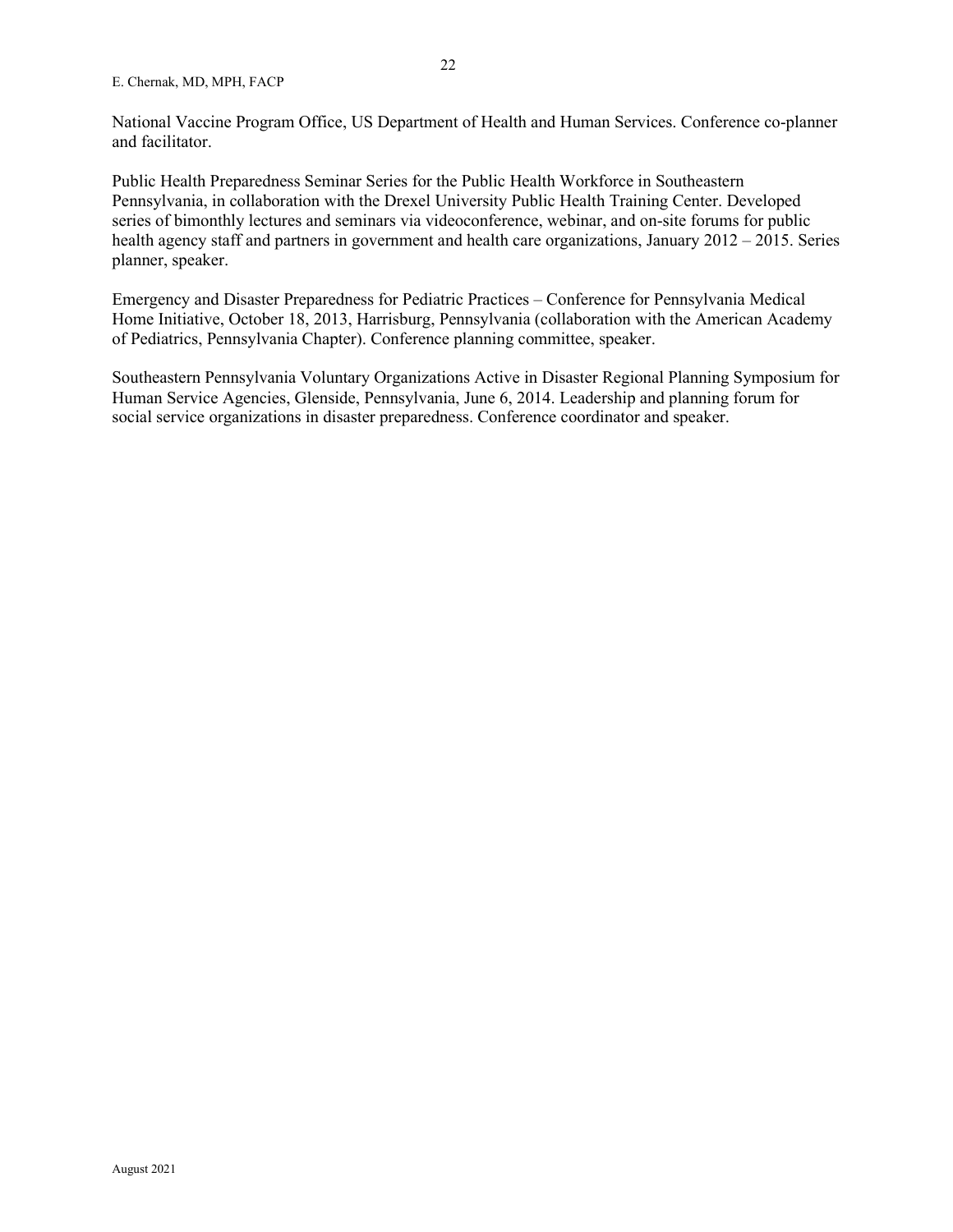National Vaccine Program Office, US Department of Health and Human Services. Conference co-planner and facilitator.

Public Health Preparedness Seminar Series for the Public Health Workforce in Southeastern Pennsylvania, in collaboration with the Drexel University Public Health Training Center. Developed series of bimonthly lectures and seminars via videoconference, webinar, and on-site forums for public health agency staff and partners in government and health care organizations, January 2012 – 2015. Series planner, speaker.

Emergency and Disaster Preparedness for Pediatric Practices – Conference for Pennsylvania Medical Home Initiative, October 18, 2013, Harrisburg, Pennsylvania (collaboration with the American Academy of Pediatrics, Pennsylvania Chapter). Conference planning committee, speaker.

Southeastern Pennsylvania Voluntary Organizations Active in Disaster Regional Planning Symposium for Human Service Agencies, Glenside, Pennsylvania, June 6, 2014. Leadership and planning forum for social service organizations in disaster preparedness. Conference coordinator and speaker.